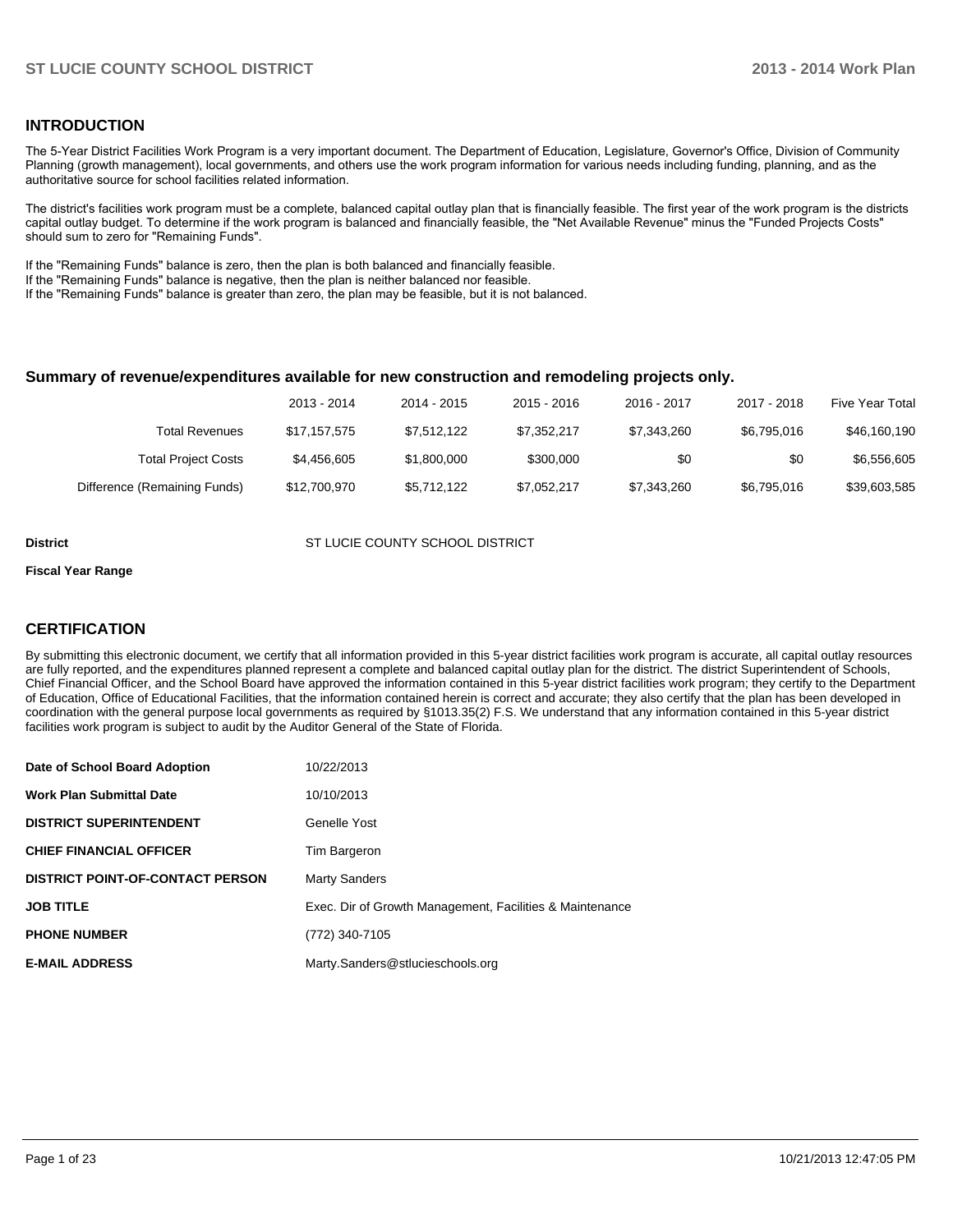## INTRODUCTION

The 5-Year District Facilities Work Program is a very important document. The Department of Education, Legislature, Governor's Office, Division of Community Planning (growth management), local governments, and others use the work program information for various needs including funding, planning, and as the authoritative source for school facilities related information.

The district's facilities work program must be a complete, balanced capital outlay plan that is financially feasible. The first year of the work program is the districts capital outlay budget. To determine if the work program is balanced and financially feasible, the "Net Available Revenue" minus the "Funded Projects Costs" should sum to zero for "Remaining Funds".

If the "Remaining Funds" balance is zero, then the plan is both balanced and financially feasible.
If the "Remaining Funds" balance is negative, then the plan is neither balanced nor feasible.
If the "Remaining Funds" balance is greater than zero, the plan may be feasible, but it is not balanced.

### Summary of revenue/expenditures available for new construction and remodeling projects only.

| | 2013 - 2014 | 2014 - 2015 | 2015 - 2016 | 2016 - 2017 | 2017 - 2018 | Five Year Total |
|---|---|---|---|---|---|---|
| Total Revenues | $17,157,575 | $7,512,122 | $7,352,217 | $7,343,260 | $6,795,016 | $46,160,190 |
| Total Project Costs | $4,456,605 | $1,800,000 | $300,000 | $0 | $0 | $6,556,605 |
| Difference (Remaining Funds) | $12,700,970 | $5,712,122 | $7,052,217 | $7,343,260 | $6,795,016 | $39,603,585 |

**District** ST LUCIE COUNTY SCHOOL DISTRICT

**Fiscal Year Range**

## CERTIFICATION

By submitting this electronic document, we certify that all information provided in this 5-year district facilities work program is accurate, all capital outlay resources are fully reported, and the expenditures planned represent a complete and balanced capital outlay plan for the district. The district Superintendent of Schools, Chief Financial Officer, and the School Board have approved the information contained in this 5-year district facilities work program; they certify to the Department of Education, Office of Educational Facilities, that the information contained herein is correct and accurate; they also certify that the plan has been developed in coordination with the general purpose local governments as required by §1013.35(2) F.S. We understand that any information contained in this 5-year district facilities work program is subject to audit by the Auditor General of the State of Florida.

| | |
|---|---|
| **Date of School Board Adoption** | 10/22/2013 |
| **Work Plan Submittal Date** | 10/10/2013 |
| **DISTRICT SUPERINTENDENT** | Genelle Yost |
| **CHIEF FINANCIAL OFFICER** | Tim Bargeron |
| **DISTRICT POINT-OF-CONTACT PERSON** | Marty Sanders |
| **JOB TITLE** | Exec. Dir of Growth Management, Facilities & Maintenance |
| **PHONE NUMBER** | (772) 340-7105 |
| **E-MAIL ADDRESS** | Marty.Sanders@stlucieschools.org |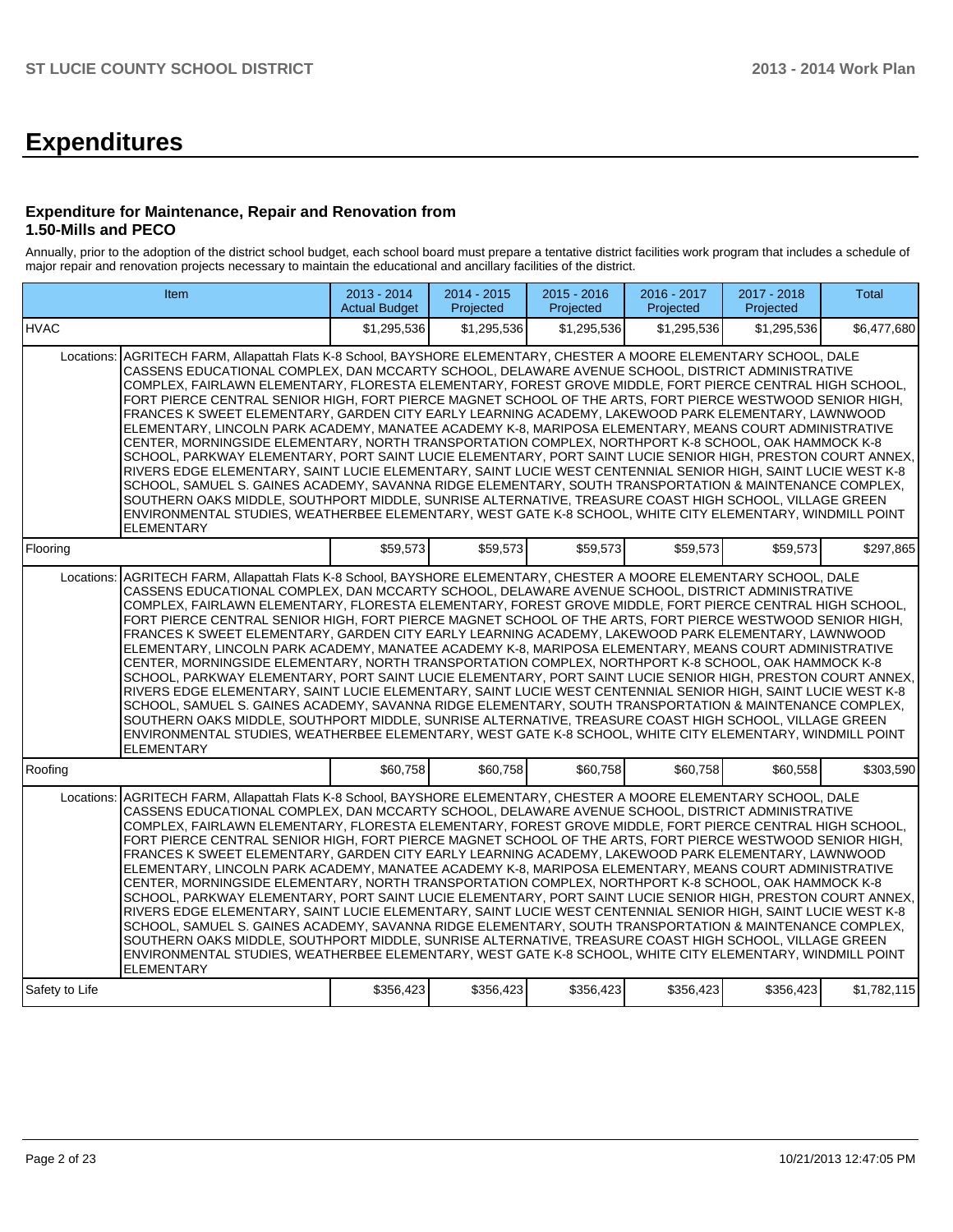# Expenditures

### Expenditure for Maintenance, Repair and Renovation from 1.50-Mills and PECO

Annually, prior to the adoption of the district school budget, each school board must prepare a tentative district facilities work program that includes a schedule of major repair and renovation projects necessary to maintain the educational and ancillary facilities of the district.

| Item | | 2013 - 2014 Actual Budget | 2014 - 2015 Projected | 2015 - 2016 Projected | 2016 - 2017 Projected | 2017 - 2018 Projected | Total |
|---|---|---|---|---|---|---|---|
| HVAC | | $1,295,536 | $1,295,536 | $1,295,536 | $1,295,536 | $1,295,536 | $6,477,680 |
| Locations: | AGRITECH FARM, Allapattah Flats K-8 School, BAYSHORE ELEMENTARY, CHESTER A MOORE ELEMENTARY SCHOOL, DALE CASSENS EDUCATIONAL COMPLEX, DAN MCCARTY SCHOOL, DELAWARE AVENUE SCHOOL, DISTRICT ADMINISTRATIVE COMPLEX, FAIRLAWN ELEMENTARY, FLORESTA ELEMENTARY, FOREST GROVE MIDDLE, FORT PIERCE CENTRAL HIGH SCHOOL, FORT PIERCE CENTRAL SENIOR HIGH, FORT PIERCE MAGNET SCHOOL OF THE ARTS, FORT PIERCE WESTWOOD SENIOR HIGH, FRANCES K SWEET ELEMENTARY, GARDEN CITY EARLY LEARNING ACADEMY, LAKEWOOD PARK ELEMENTARY, LAWNWOOD ELEMENTARY, LINCOLN PARK ACADEMY, MANATEE ACADEMY K-8, MARIPOSA ELEMENTARY, MEANS COURT ADMINISTRATIVE CENTER, MORNINGSIDE ELEMENTARY, NORTH TRANSPORTATION COMPLEX, NORTHPORT K-8 SCHOOL, OAK HAMMOCK K-8 SCHOOL, PARKWAY ELEMENTARY, PORT SAINT LUCIE ELEMENTARY, PORT SAINT LUCIE SENIOR HIGH, PRESTON COURT ANNEX, RIVERS EDGE ELEMENTARY, SAINT LUCIE ELEMENTARY, SAINT LUCIE WEST CENTENNIAL SENIOR HIGH, SAINT LUCIE WEST K-8 SCHOOL, SAMUEL S. GAINES ACADEMY, SAVANNA RIDGE ELEMENTARY, SOUTH TRANSPORTATION & MAINTENANCE COMPLEX, SOUTHERN OAKS MIDDLE, SOUTHPORT MIDDLE, SUNRISE ALTERNATIVE, TREASURE COAST HIGH SCHOOL, VILLAGE GREEN ENVIRONMENTAL STUDIES, WEATHERBEE ELEMENTARY, WEST GATE K-8 SCHOOL, WHITE CITY ELEMENTARY, WINDMILL POINT ELEMENTARY | | | | | | |
| Flooring | | $59,573 | $59,573 | $59,573 | $59,573 | $59,573 | $297,865 |
| Locations: | AGRITECH FARM, Allapattah Flats K-8 School, BAYSHORE ELEMENTARY, CHESTER A MOORE ELEMENTARY SCHOOL, DALE CASSENS EDUCATIONAL COMPLEX, DAN MCCARTY SCHOOL, DELAWARE AVENUE SCHOOL, DISTRICT ADMINISTRATIVE COMPLEX, FAIRLAWN ELEMENTARY, FLORESTA ELEMENTARY, FOREST GROVE MIDDLE, FORT PIERCE CENTRAL HIGH SCHOOL, FORT PIERCE CENTRAL SENIOR HIGH, FORT PIERCE MAGNET SCHOOL OF THE ARTS, FORT PIERCE WESTWOOD SENIOR HIGH, FRANCES K SWEET ELEMENTARY, GARDEN CITY EARLY LEARNING ACADEMY, LAKEWOOD PARK ELEMENTARY, LAWNWOOD ELEMENTARY, LINCOLN PARK ACADEMY, MANATEE ACADEMY K-8, MARIPOSA ELEMENTARY, MEANS COURT ADMINISTRATIVE CENTER, MORNINGSIDE ELEMENTARY, NORTH TRANSPORTATION COMPLEX, NORTHPORT K-8 SCHOOL, OAK HAMMOCK K-8 SCHOOL, PARKWAY ELEMENTARY, PORT SAINT LUCIE ELEMENTARY, PORT SAINT LUCIE SENIOR HIGH, PRESTON COURT ANNEX, RIVERS EDGE ELEMENTARY, SAINT LUCIE ELEMENTARY, SAINT LUCIE WEST CENTENNIAL SENIOR HIGH, SAINT LUCIE WEST K-8 SCHOOL, SAMUEL S. GAINES ACADEMY, SAVANNA RIDGE ELEMENTARY, SOUTH TRANSPORTATION & MAINTENANCE COMPLEX, SOUTHERN OAKS MIDDLE, SOUTHPORT MIDDLE, SUNRISE ALTERNATIVE, TREASURE COAST HIGH SCHOOL, VILLAGE GREEN ENVIRONMENTAL STUDIES, WEATHERBEE ELEMENTARY, WEST GATE K-8 SCHOOL, WHITE CITY ELEMENTARY, WINDMILL POINT ELEMENTARY | | | | | | |
| Roofing | | $60,758 | $60,758 | $60,758 | $60,758 | $60,558 | $303,590 |
| Locations: | AGRITECH FARM, Allapattah Flats K-8 School, BAYSHORE ELEMENTARY, CHESTER A MOORE ELEMENTARY SCHOOL, DALE CASSENS EDUCATIONAL COMPLEX, DAN MCCARTY SCHOOL, DELAWARE AVENUE SCHOOL, DISTRICT ADMINISTRATIVE COMPLEX, FAIRLAWN ELEMENTARY, FLORESTA ELEMENTARY, FOREST GROVE MIDDLE, FORT PIERCE CENTRAL HIGH SCHOOL, FORT PIERCE CENTRAL SENIOR HIGH, FORT PIERCE MAGNET SCHOOL OF THE ARTS, FORT PIERCE WESTWOOD SENIOR HIGH, FRANCES K SWEET ELEMENTARY, GARDEN CITY EARLY LEARNING ACADEMY, LAKEWOOD PARK ELEMENTARY, LAWNWOOD ELEMENTARY, LINCOLN PARK ACADEMY, MANATEE ACADEMY K-8, MARIPOSA ELEMENTARY, MEANS COURT ADMINISTRATIVE CENTER, MORNINGSIDE ELEMENTARY, NORTH TRANSPORTATION COMPLEX, NORTHPORT K-8 SCHOOL, OAK HAMMOCK K-8 SCHOOL, PARKWAY ELEMENTARY, PORT SAINT LUCIE ELEMENTARY, PORT SAINT LUCIE SENIOR HIGH, PRESTON COURT ANNEX, RIVERS EDGE ELEMENTARY, SAINT LUCIE ELEMENTARY, SAINT LUCIE WEST CENTENNIAL SENIOR HIGH, SAINT LUCIE WEST K-8 SCHOOL, SAMUEL S. GAINES ACADEMY, SAVANNA RIDGE ELEMENTARY, SOUTH TRANSPORTATION & MAINTENANCE COMPLEX, SOUTHERN OAKS MIDDLE, SOUTHPORT MIDDLE, SUNRISE ALTERNATIVE, TREASURE COAST HIGH SCHOOL, VILLAGE GREEN ENVIRONMENTAL STUDIES, WEATHERBEE ELEMENTARY, WEST GATE K-8 SCHOOL, WHITE CITY ELEMENTARY, WINDMILL POINT ELEMENTARY | | | | | | |
| Safety to Life | | $356,423 | $356,423 | $356,423 | $356,423 | $356,423 | $1,782,115 |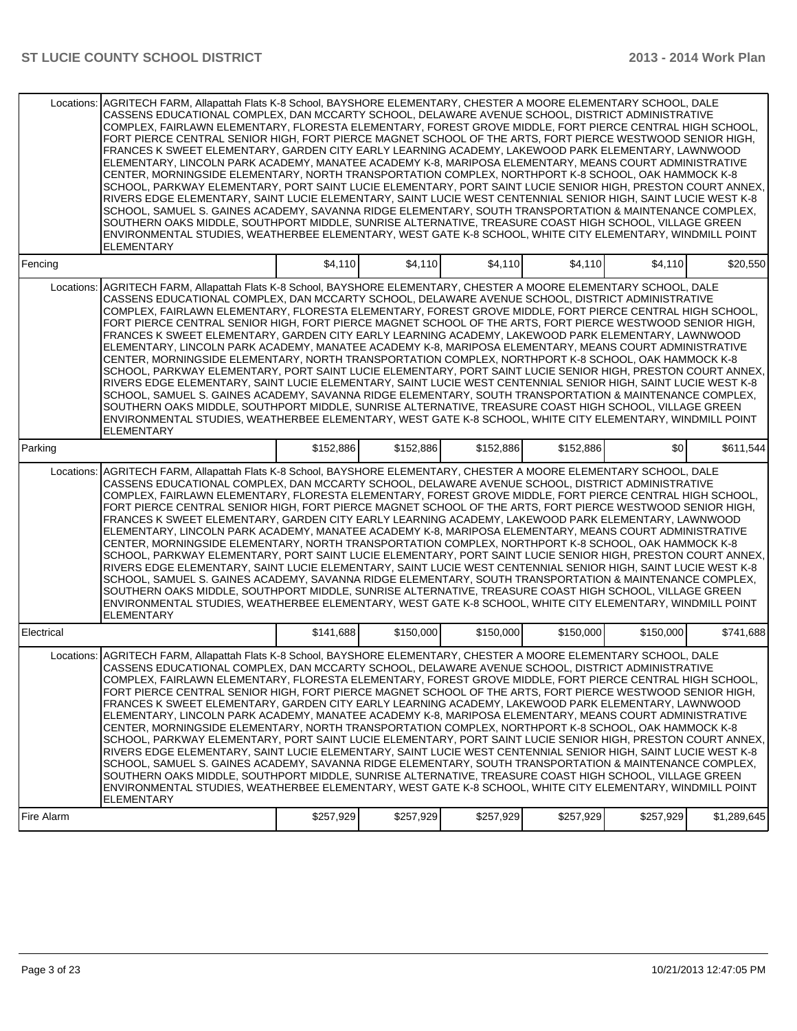| | | | | | | |
|---|---|---|---|---|---|---|
| Locations: | AGRITECH FARM, Allapattah Flats K-8 School, BAYSHORE ELEMENTARY, CHESTER A MOORE ELEMENTARY SCHOOL, DALE CASSENS EDUCATIONAL COMPLEX, DAN MCCARTY SCHOOL, DELAWARE AVENUE SCHOOL, DISTRICT ADMINISTRATIVE COMPLEX, FAIRLAWN ELEMENTARY, FLORESTA ELEMENTARY, FOREST GROVE MIDDLE, FORT PIERCE CENTRAL HIGH SCHOOL, FORT PIERCE CENTRAL SENIOR HIGH, FORT PIERCE MAGNET SCHOOL OF THE ARTS, FORT PIERCE WESTWOOD SENIOR HIGH, FRANCES K SWEET ELEMENTARY, GARDEN CITY EARLY LEARNING ACADEMY, LAKEWOOD PARK ELEMENTARY, LAWNWOOD ELEMENTARY, LINCOLN PARK ACADEMY, MANATEE ACADEMY K-8, MARIPOSA ELEMENTARY, MEANS COURT ADMINISTRATIVE CENTER, MORNINGSIDE ELEMENTARY, NORTH TRANSPORTATION COMPLEX, NORTHPORT K-8 SCHOOL, OAK HAMMOCK K-8 SCHOOL, PARKWAY ELEMENTARY, PORT SAINT LUCIE ELEMENTARY, PORT SAINT LUCIE SENIOR HIGH, PRESTON COURT ANNEX, RIVERS EDGE ELEMENTARY, SAINT LUCIE ELEMENTARY, SAINT LUCIE WEST CENTENNIAL SENIOR HIGH, SAINT LUCIE WEST K-8 SCHOOL, SAMUEL S. GAINES ACADEMY, SAVANNA RIDGE ELEMENTARY, SOUTH TRANSPORTATION & MAINTENANCE COMPLEX, SOUTHERN OAKS MIDDLE, SOUTHPORT MIDDLE, SUNRISE ALTERNATIVE, TREASURE COAST HIGH SCHOOL, VILLAGE GREEN ENVIRONMENTAL STUDIES, WEATHERBEE ELEMENTARY, WEST GATE K-8 SCHOOL, WHITE CITY ELEMENTARY, WINDMILL POINT ELEMENTARY | | | | | |
| Fencing | | $4,110 | $4,110 | $4,110 | $4,110 | $4,110 | $20,550 |
| Locations: | AGRITECH FARM, Allapattah Flats K-8 School, BAYSHORE ELEMENTARY, CHESTER A MOORE ELEMENTARY SCHOOL, DALE CASSENS EDUCATIONAL COMPLEX, DAN MCCARTY SCHOOL, DELAWARE AVENUE SCHOOL, DISTRICT ADMINISTRATIVE COMPLEX, FAIRLAWN ELEMENTARY, FLORESTA ELEMENTARY, FOREST GROVE MIDDLE, FORT PIERCE CENTRAL HIGH SCHOOL, FORT PIERCE CENTRAL SENIOR HIGH, FORT PIERCE MAGNET SCHOOL OF THE ARTS, FORT PIERCE WESTWOOD SENIOR HIGH, FRANCES K SWEET ELEMENTARY, GARDEN CITY EARLY LEARNING ACADEMY, LAKEWOOD PARK ELEMENTARY, LAWNWOOD ELEMENTARY, LINCOLN PARK ACADEMY, MANATEE ACADEMY K-8, MARIPOSA ELEMENTARY, MEANS COURT ADMINISTRATIVE CENTER, MORNINGSIDE ELEMENTARY, NORTH TRANSPORTATION COMPLEX, NORTHPORT K-8 SCHOOL, OAK HAMMOCK K-8 SCHOOL, PARKWAY ELEMENTARY, PORT SAINT LUCIE ELEMENTARY, PORT SAINT LUCIE SENIOR HIGH, PRESTON COURT ANNEX, RIVERS EDGE ELEMENTARY, SAINT LUCIE ELEMENTARY, SAINT LUCIE WEST CENTENNIAL SENIOR HIGH, SAINT LUCIE WEST K-8 SCHOOL, SAMUEL S. GAINES ACADEMY, SAVANNA RIDGE ELEMENTARY, SOUTH TRANSPORTATION & MAINTENANCE COMPLEX, SOUTHERN OAKS MIDDLE, SOUTHPORT MIDDLE, SUNRISE ALTERNATIVE, TREASURE COAST HIGH SCHOOL, VILLAGE GREEN ENVIRONMENTAL STUDIES, WEATHERBEE ELEMENTARY, WEST GATE K-8 SCHOOL, WHITE CITY ELEMENTARY, WINDMILL POINT ELEMENTARY | | | | | |
| Parking | | $152,886 | $152,886 | $152,886 | $152,886 | $0 | $611,544 |
| Locations: | AGRITECH FARM, Allapattah Flats K-8 School, BAYSHORE ELEMENTARY, CHESTER A MOORE ELEMENTARY SCHOOL, DALE CASSENS EDUCATIONAL COMPLEX, DAN MCCARTY SCHOOL, DELAWARE AVENUE SCHOOL, DISTRICT ADMINISTRATIVE COMPLEX, FAIRLAWN ELEMENTARY, FLORESTA ELEMENTARY, FOREST GROVE MIDDLE, FORT PIERCE CENTRAL HIGH SCHOOL, FORT PIERCE CENTRAL SENIOR HIGH, FORT PIERCE MAGNET SCHOOL OF THE ARTS, FORT PIERCE WESTWOOD SENIOR HIGH, FRANCES K SWEET ELEMENTARY, GARDEN CITY EARLY LEARNING ACADEMY, LAKEWOOD PARK ELEMENTARY, LAWNWOOD ELEMENTARY, LINCOLN PARK ACADEMY, MANATEE ACADEMY K-8, MARIPOSA ELEMENTARY, MEANS COURT ADMINISTRATIVE CENTER, MORNINGSIDE ELEMENTARY, NORTH TRANSPORTATION COMPLEX, NORTHPORT K-8 SCHOOL, OAK HAMMOCK K-8 SCHOOL, PARKWAY ELEMENTARY, PORT SAINT LUCIE ELEMENTARY, PORT SAINT LUCIE SENIOR HIGH, PRESTON COURT ANNEX, RIVERS EDGE ELEMENTARY, SAINT LUCIE ELEMENTARY, SAINT LUCIE WEST CENTENNIAL SENIOR HIGH, SAINT LUCIE WEST K-8 SCHOOL, SAMUEL S. GAINES ACADEMY, SAVANNA RIDGE ELEMENTARY, SOUTH TRANSPORTATION & MAINTENANCE COMPLEX, SOUTHERN OAKS MIDDLE, SOUTHPORT MIDDLE, SUNRISE ALTERNATIVE, TREASURE COAST HIGH SCHOOL, VILLAGE GREEN ENVIRONMENTAL STUDIES, WEATHERBEE ELEMENTARY, WEST GATE K-8 SCHOOL, WHITE CITY ELEMENTARY, WINDMILL POINT ELEMENTARY | | | | | |
| Electrical | | $141,688 | $150,000 | $150,000 | $150,000 | $150,000 | $741,688 |
| Locations: | AGRITECH FARM, Allapattah Flats K-8 School, BAYSHORE ELEMENTARY, CHESTER A MOORE ELEMENTARY SCHOOL, DALE CASSENS EDUCATIONAL COMPLEX, DAN MCCARTY SCHOOL, DELAWARE AVENUE SCHOOL, DISTRICT ADMINISTRATIVE COMPLEX, FAIRLAWN ELEMENTARY, FLORESTA ELEMENTARY, FOREST GROVE MIDDLE, FORT PIERCE CENTRAL HIGH SCHOOL, FORT PIERCE CENTRAL SENIOR HIGH, FORT PIERCE MAGNET SCHOOL OF THE ARTS, FORT PIERCE WESTWOOD SENIOR HIGH, FRANCES K SWEET ELEMENTARY, GARDEN CITY EARLY LEARNING ACADEMY, LAKEWOOD PARK ELEMENTARY, LAWNWOOD ELEMENTARY, LINCOLN PARK ACADEMY, MANATEE ACADEMY K-8, MARIPOSA ELEMENTARY, MEANS COURT ADMINISTRATIVE CENTER, MORNINGSIDE ELEMENTARY, NORTH TRANSPORTATION COMPLEX, NORTHPORT K-8 SCHOOL, OAK HAMMOCK K-8 SCHOOL, PARKWAY ELEMENTARY, PORT SAINT LUCIE ELEMENTARY, PORT SAINT LUCIE SENIOR HIGH, PRESTON COURT ANNEX, RIVERS EDGE ELEMENTARY, SAINT LUCIE ELEMENTARY, SAINT LUCIE WEST CENTENNIAL SENIOR HIGH, SAINT LUCIE WEST K-8 SCHOOL, SAMUEL S. GAINES ACADEMY, SAVANNA RIDGE ELEMENTARY, SOUTH TRANSPORTATION & MAINTENANCE COMPLEX, SOUTHERN OAKS MIDDLE, SOUTHPORT MIDDLE, SUNRISE ALTERNATIVE, TREASURE COAST HIGH SCHOOL, VILLAGE GREEN ENVIRONMENTAL STUDIES, WEATHERBEE ELEMENTARY, WEST GATE K-8 SCHOOL, WHITE CITY ELEMENTARY, WINDMILL POINT ELEMENTARY | | | | | |
| Fire Alarm | | $257,929 | $257,929 | $257,929 | $257,929 | $257,929 | $1,289,645 |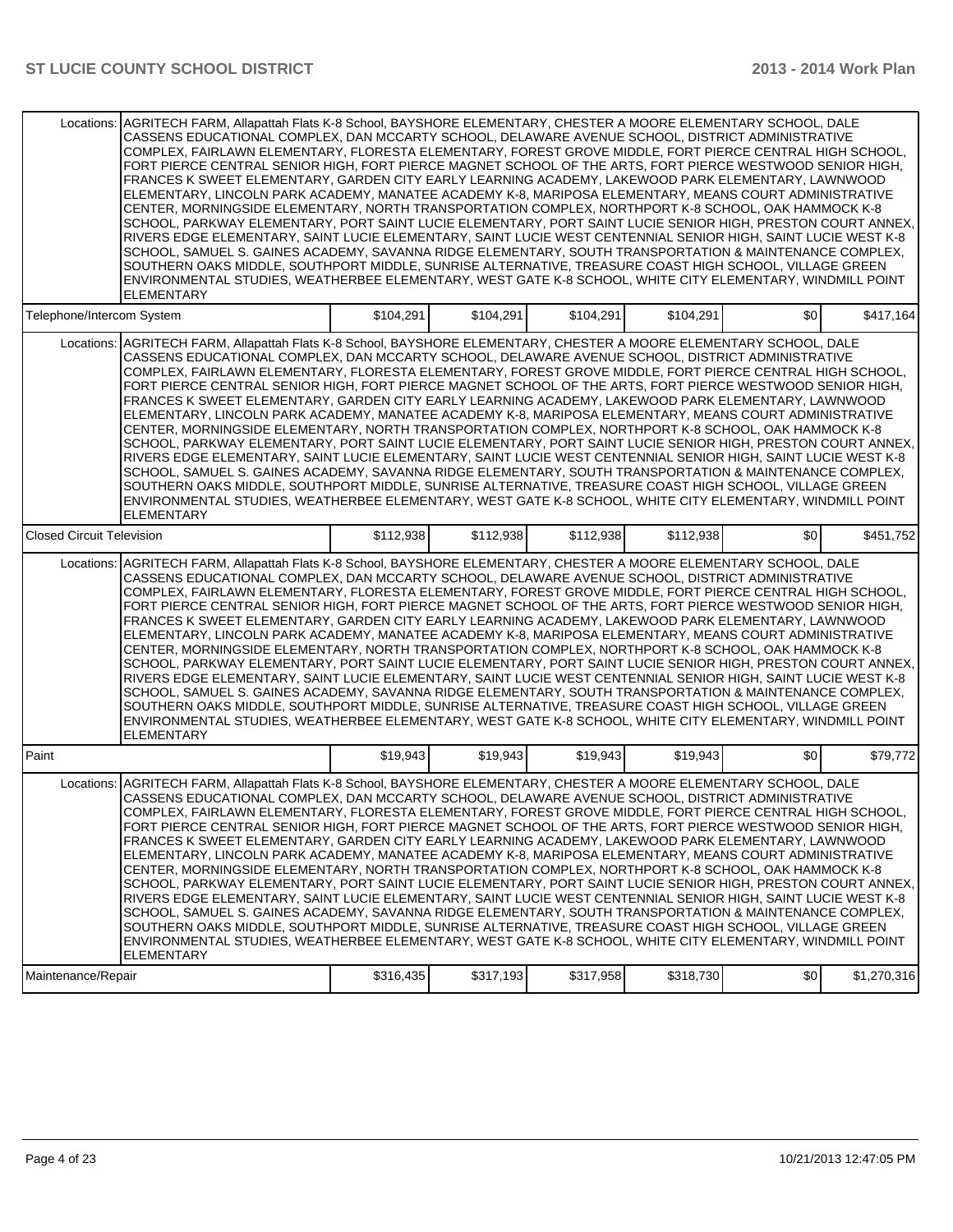| | | | | | | |
|---|---|---|---|---|---|---|
| Locations: | AGRITECH FARM, Allapattah Flats K-8 School, BAYSHORE ELEMENTARY, CHESTER A MOORE ELEMENTARY SCHOOL, DALE CASSENS EDUCATIONAL COMPLEX, DAN MCCARTY SCHOOL, DELAWARE AVENUE SCHOOL, DISTRICT ADMINISTRATIVE COMPLEX, FAIRLAWN ELEMENTARY, FLORESTA ELEMENTARY, FOREST GROVE MIDDLE, FORT PIERCE CENTRAL HIGH SCHOOL, FORT PIERCE CENTRAL SENIOR HIGH, FORT PIERCE MAGNET SCHOOL OF THE ARTS, FORT PIERCE WESTWOOD SENIOR HIGH, FRANCES K SWEET ELEMENTARY, GARDEN CITY EARLY LEARNING ACADEMY, LAKEWOOD PARK ELEMENTARY, LAWNWOOD ELEMENTARY, LINCOLN PARK ACADEMY, MANATEE ACADEMY K-8, MARIPOSA ELEMENTARY, MEANS COURT ADMINISTRATIVE CENTER, MORNINGSIDE ELEMENTARY, NORTH TRANSPORTATION COMPLEX, NORTHPORT K-8 SCHOOL, OAK HAMMOCK K-8 SCHOOL, PARKWAY ELEMENTARY, PORT SAINT LUCIE ELEMENTARY, PORT SAINT LUCIE SENIOR HIGH, PRESTON COURT ANNEX, RIVERS EDGE ELEMENTARY, SAINT LUCIE ELEMENTARY, SAINT LUCIE WEST CENTENNIAL SENIOR HIGH, SAINT LUCIE WEST K-8 SCHOOL, SAMUEL S. GAINES ACADEMY, SAVANNA RIDGE ELEMENTARY, SOUTH TRANSPORTATION & MAINTENANCE COMPLEX, SOUTHERN OAKS MIDDLE, SOUTHPORT MIDDLE, SUNRISE ALTERNATIVE, TREASURE COAST HIGH SCHOOL, VILLAGE GREEN ENVIRONMENTAL STUDIES, WEATHERBEE ELEMENTARY, WEST GATE K-8 SCHOOL, WHITE CITY ELEMENTARY, WINDMILL POINT ELEMENTARY | | | | | |
| Telephone/Intercom System | | $104,291 | $104,291 | $104,291 | $104,291 | $0 | $417,164 |
| Locations: | AGRITECH FARM, Allapattah Flats K-8 School, BAYSHORE ELEMENTARY, CHESTER A MOORE ELEMENTARY SCHOOL, DALE CASSENS EDUCATIONAL COMPLEX, DAN MCCARTY SCHOOL, DELAWARE AVENUE SCHOOL, DISTRICT ADMINISTRATIVE COMPLEX, FAIRLAWN ELEMENTARY, FLORESTA ELEMENTARY, FOREST GROVE MIDDLE, FORT PIERCE CENTRAL HIGH SCHOOL, FORT PIERCE CENTRAL SENIOR HIGH, FORT PIERCE MAGNET SCHOOL OF THE ARTS, FORT PIERCE WESTWOOD SENIOR HIGH, FRANCES K SWEET ELEMENTARY, GARDEN CITY EARLY LEARNING ACADEMY, LAKEWOOD PARK ELEMENTARY, LAWNWOOD ELEMENTARY, LINCOLN PARK ACADEMY, MANATEE ACADEMY K-8, MARIPOSA ELEMENTARY, MEANS COURT ADMINISTRATIVE CENTER, MORNINGSIDE ELEMENTARY, NORTH TRANSPORTATION COMPLEX, NORTHPORT K-8 SCHOOL, OAK HAMMOCK K-8 SCHOOL, PARKWAY ELEMENTARY, PORT SAINT LUCIE ELEMENTARY, PORT SAINT LUCIE SENIOR HIGH, PRESTON COURT ANNEX, RIVERS EDGE ELEMENTARY, SAINT LUCIE ELEMENTARY, SAINT LUCIE WEST CENTENNIAL SENIOR HIGH, SAINT LUCIE WEST K-8 SCHOOL, SAMUEL S. GAINES ACADEMY, SAVANNA RIDGE ELEMENTARY, SOUTH TRANSPORTATION & MAINTENANCE COMPLEX, SOUTHERN OAKS MIDDLE, SOUTHPORT MIDDLE, SUNRISE ALTERNATIVE, TREASURE COAST HIGH SCHOOL, VILLAGE GREEN ENVIRONMENTAL STUDIES, WEATHERBEE ELEMENTARY, WEST GATE K-8 SCHOOL, WHITE CITY ELEMENTARY, WINDMILL POINT ELEMENTARY | | | | | |
| Closed Circuit Television | | $112,938 | $112,938 | $112,938 | $112,938 | $0 | $451,752 |
| Locations: | AGRITECH FARM, Allapattah Flats K-8 School, BAYSHORE ELEMENTARY, CHESTER A MOORE ELEMENTARY SCHOOL, DALE CASSENS EDUCATIONAL COMPLEX, DAN MCCARTY SCHOOL, DELAWARE AVENUE SCHOOL, DISTRICT ADMINISTRATIVE COMPLEX, FAIRLAWN ELEMENTARY, FLORESTA ELEMENTARY, FOREST GROVE MIDDLE, FORT PIERCE CENTRAL HIGH SCHOOL, FORT PIERCE CENTRAL SENIOR HIGH, FORT PIERCE MAGNET SCHOOL OF THE ARTS, FORT PIERCE WESTWOOD SENIOR HIGH, FRANCES K SWEET ELEMENTARY, GARDEN CITY EARLY LEARNING ACADEMY, LAKEWOOD PARK ELEMENTARY, LAWNWOOD ELEMENTARY, LINCOLN PARK ACADEMY, MANATEE ACADEMY K-8, MARIPOSA ELEMENTARY, MEANS COURT ADMINISTRATIVE CENTER, MORNINGSIDE ELEMENTARY, NORTH TRANSPORTATION COMPLEX, NORTHPORT K-8 SCHOOL, OAK HAMMOCK K-8 SCHOOL, PARKWAY ELEMENTARY, PORT SAINT LUCIE ELEMENTARY, PORT SAINT LUCIE SENIOR HIGH, PRESTON COURT ANNEX, RIVERS EDGE ELEMENTARY, SAINT LUCIE ELEMENTARY, SAINT LUCIE WEST CENTENNIAL SENIOR HIGH, SAINT LUCIE WEST K-8 SCHOOL, SAMUEL S. GAINES ACADEMY, SAVANNA RIDGE ELEMENTARY, SOUTH TRANSPORTATION & MAINTENANCE COMPLEX, SOUTHERN OAKS MIDDLE, SOUTHPORT MIDDLE, SUNRISE ALTERNATIVE, TREASURE COAST HIGH SCHOOL, VILLAGE GREEN ENVIRONMENTAL STUDIES, WEATHERBEE ELEMENTARY, WEST GATE K-8 SCHOOL, WHITE CITY ELEMENTARY, WINDMILL POINT ELEMENTARY | | | | | |
| Paint | | $19,943 | $19,943 | $19,943 | $19,943 | $0 | $79,772 |
| Locations: | AGRITECH FARM, Allapattah Flats K-8 School, BAYSHORE ELEMENTARY, CHESTER A MOORE ELEMENTARY SCHOOL, DALE CASSENS EDUCATIONAL COMPLEX, DAN MCCARTY SCHOOL, DELAWARE AVENUE SCHOOL, DISTRICT ADMINISTRATIVE COMPLEX, FAIRLAWN ELEMENTARY, FLORESTA ELEMENTARY, FOREST GROVE MIDDLE, FORT PIERCE CENTRAL HIGH SCHOOL, FORT PIERCE CENTRAL SENIOR HIGH, FORT PIERCE MAGNET SCHOOL OF THE ARTS, FORT PIERCE WESTWOOD SENIOR HIGH, FRANCES K SWEET ELEMENTARY, GARDEN CITY EARLY LEARNING ACADEMY, LAKEWOOD PARK ELEMENTARY, LAWNWOOD ELEMENTARY, LINCOLN PARK ACADEMY, MANATEE ACADEMY K-8, MARIPOSA ELEMENTARY, MEANS COURT ADMINISTRATIVE CENTER, MORNINGSIDE ELEMENTARY, NORTH TRANSPORTATION COMPLEX, NORTHPORT K-8 SCHOOL, OAK HAMMOCK K-8 SCHOOL, PARKWAY ELEMENTARY, PORT SAINT LUCIE ELEMENTARY, PORT SAINT LUCIE SENIOR HIGH, PRESTON COURT ANNEX, RIVERS EDGE ELEMENTARY, SAINT LUCIE ELEMENTARY, SAINT LUCIE WEST CENTENNIAL SENIOR HIGH, SAINT LUCIE WEST K-8 SCHOOL, SAMUEL S. GAINES ACADEMY, SAVANNA RIDGE ELEMENTARY, SOUTH TRANSPORTATION & MAINTENANCE COMPLEX, SOUTHERN OAKS MIDDLE, SOUTHPORT MIDDLE, SUNRISE ALTERNATIVE, TREASURE COAST HIGH SCHOOL, VILLAGE GREEN ENVIRONMENTAL STUDIES, WEATHERBEE ELEMENTARY, WEST GATE K-8 SCHOOL, WHITE CITY ELEMENTARY, WINDMILL POINT ELEMENTARY | | | | | |
| Maintenance/Repair | | $316,435 | $317,193 | $317,958 | $318,730 | $0 | $1,270,316 |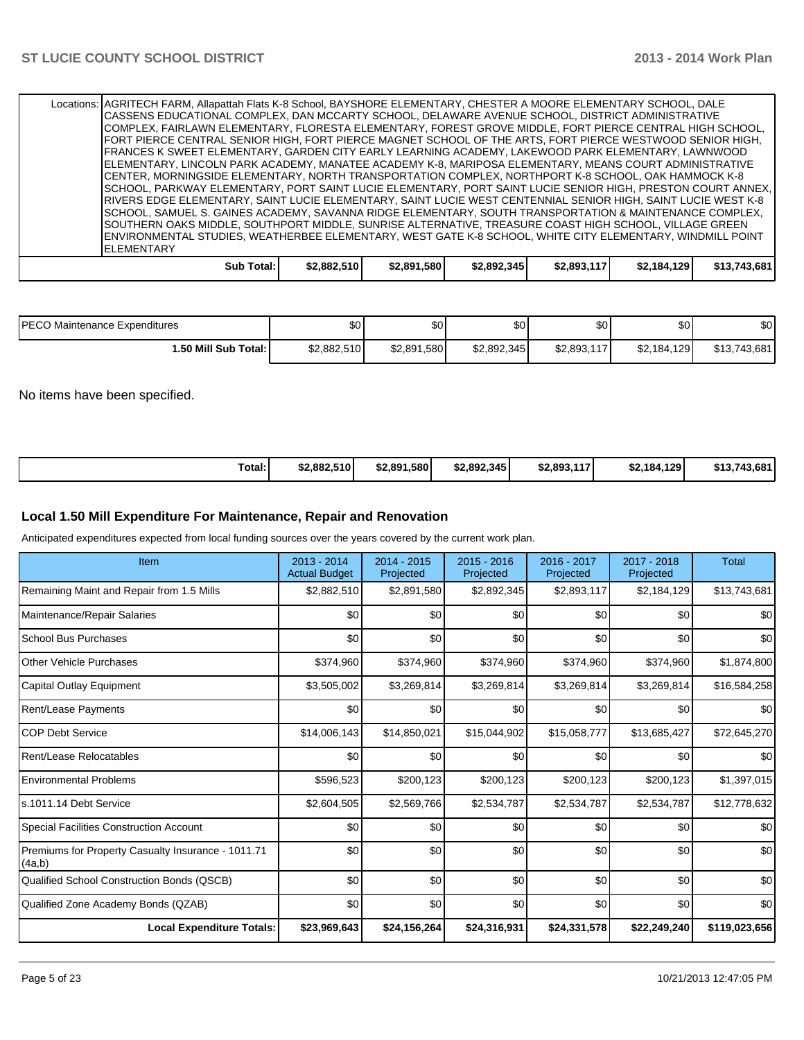| | | | | | | |
|---|---|---|---|---|---|---|
| Locations: AGRITECH FARM, Allapattah Flats K-8 School, BAYSHORE ELEMENTARY, CHESTER A MOORE ELEMENTARY SCHOOL, DALE CASSENS EDUCATIONAL COMPLEX, DAN MCCARTY SCHOOL, DELAWARE AVENUE SCHOOL, DISTRICT ADMINISTRATIVE COMPLEX, FAIRLAWN ELEMENTARY, FLORESTA ELEMENTARY, FOREST GROVE MIDDLE, FORT PIERCE CENTRAL HIGH SCHOOL, FORT PIERCE CENTRAL SENIOR HIGH, FORT PIERCE MAGNET SCHOOL OF THE ARTS, FORT PIERCE WESTWOOD SENIOR HIGH, FRANCES K SWEET ELEMENTARY, GARDEN CITY EARLY LEARNING ACADEMY, LAKEWOOD PARK ELEMENTARY, LAWNWOOD ELEMENTARY, LINCOLN PARK ACADEMY, MANATEE ACADEMY K-8, MARIPOSA ELEMENTARY, MEANS COURT ADMINISTRATIVE CENTER, MORNINGSIDE ELEMENTARY, NORTH TRANSPORTATION COMPLEX, NORTHPORT K-8 SCHOOL, OAK HAMMOCK K-8 SCHOOL, PARKWAY ELEMENTARY, PORT SAINT LUCIE ELEMENTARY, PORT SAINT LUCIE SENIOR HIGH, PRESTON COURT ANNEX, RIVERS EDGE ELEMENTARY, SAINT LUCIE ELEMENTARY, SAINT LUCIE WEST CENTENNIAL SENIOR HIGH, SAINT LUCIE WEST K-8 SCHOOL, SAMUEL S. GAINES ACADEMY, SAVANNA RIDGE ELEMENTARY, SOUTH TRANSPORTATION & MAINTENANCE COMPLEX, SOUTHERN OAKS MIDDLE, SOUTHPORT MIDDLE, SUNRISE ALTERNATIVE, TREASURE COAST HIGH SCHOOL, VILLAGE GREEN ENVIRONMENTAL STUDIES, WEATHERBEE ELEMENTARY, WEST GATE K-8 SCHOOL, WHITE CITY ELEMENTARY, WINDMILL POINT ELEMENTARY | | | | | | |
| **Sub Total:** | **$2,882,510** | **$2,891,580** | **$2,892,345** | **$2,893,117** | **$2,184,129** | **$13,743,681** |

| | | | | | | |
|---|---|---|---|---|---|---|
| PECO Maintenance Expenditures | $0 | $0 | $0 | $0 | $0 | $0 |
| **1.50 Mill Sub Total:** | $2,882,510 | $2,891,580 | $2,892,345 | $2,893,117 | $2,184,129 | $13,743,681 |

No items have been specified.

| | | | | | | |
|---|---|---|---|---|---|---|
| **Total:** | **$2,882,510** | **$2,891,580** | **$2,892,345** | **$2,893,117** | **$2,184,129** | **$13,743,681** |

### Local 1.50 Mill Expenditure For Maintenance, Repair and Renovation

Anticipated expenditures expected from local funding sources over the years covered by the current work plan.

| Item | 2013 - 2014 Actual Budget | 2014 - 2015 Projected | 2015 - 2016 Projected | 2016 - 2017 Projected | 2017 - 2018 Projected | Total |
|---|---|---|---|---|---|---|
| Remaining Maint and Repair from 1.5 Mills | $2,882,510 | $2,891,580 | $2,892,345 | $2,893,117 | $2,184,129 | $13,743,681 |
| Maintenance/Repair Salaries | $0 | $0 | $0 | $0 | $0 | $0 |
| School Bus Purchases | $0 | $0 | $0 | $0 | $0 | $0 |
| Other Vehicle Purchases | $374,960 | $374,960 | $374,960 | $374,960 | $374,960 | $1,874,800 |
| Capital Outlay Equipment | $3,505,002 | $3,269,814 | $3,269,814 | $3,269,814 | $3,269,814 | $16,584,258 |
| Rent/Lease Payments | $0 | $0 | $0 | $0 | $0 | $0 |
| COP Debt Service | $14,006,143 | $14,850,021 | $15,044,902 | $15,058,777 | $13,685,427 | $72,645,270 |
| Rent/Lease Relocatables | $0 | $0 | $0 | $0 | $0 | $0 |
| Environmental Problems | $596,523 | $200,123 | $200,123 | $200,123 | $200,123 | $1,397,015 |
| s.1011.14 Debt Service | $2,604,505 | $2,569,766 | $2,534,787 | $2,534,787 | $2,534,787 | $12,778,632 |
| Special Facilities Construction Account | $0 | $0 | $0 | $0 | $0 | $0 |
| Premiums for Property Casualty Insurance - 1011.71 (4a,b) | $0 | $0 | $0 | $0 | $0 | $0 |
| Qualified School Construction Bonds (QSCB) | $0 | $0 | $0 | $0 | $0 | $0 |
| Qualified Zone Academy Bonds (QZAB) | $0 | $0 | $0 | $0 | $0 | $0 |
| **Local Expenditure Totals:** | **$23,969,643** | **$24,156,264** | **$24,316,931** | **$24,331,578** | **$22,249,240** | **$119,023,656** |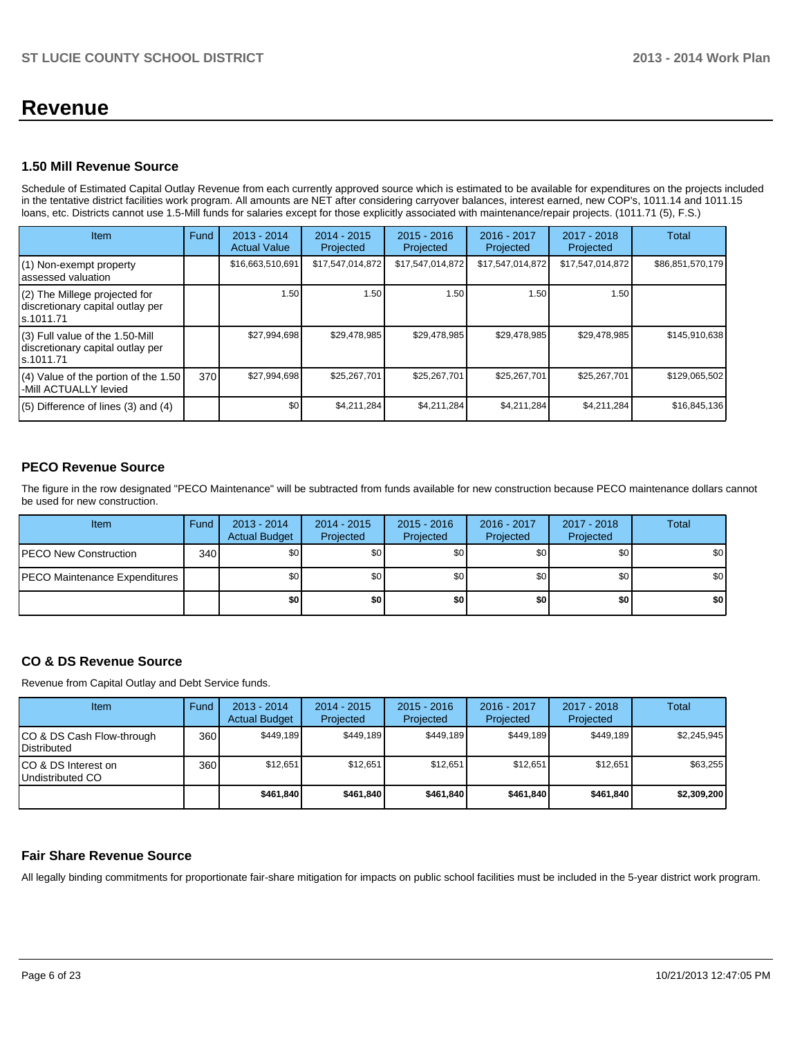# Revenue

## 1.50 Mill Revenue Source

Schedule of Estimated Capital Outlay Revenue from each currently approved source which is estimated to be available for expenditures on the projects included in the tentative district facilities work program. All amounts are NET after considering carryover balances, interest earned, new COP's, 1011.14 and 1011.15 loans, etc. Districts cannot use 1.5-Mill funds for salaries except for those explicitly associated with maintenance/repair projects. (1011.71 (5), F.S.)

| Item | Fund | 2013 - 2014 Actual Value | 2014 - 2015 Projected | 2015 - 2016 Projected | 2016 - 2017 Projected | 2017 - 2018 Projected | Total |
|---|---|---|---|---|---|---|---|
| (1) Non-exempt property assessed valuation | | $16,663,510,691 | $17,547,014,872 | $17,547,014,872 | $17,547,014,872 | $17,547,014,872 | $86,851,570,179 |
| (2) The Millege projected for discretionary capital outlay per s.1011.71 | | 1.50 | 1.50 | 1.50 | 1.50 | 1.50 | |
| (3) Full value of the 1.50-Mill discretionary capital outlay per s.1011.71 | | $27,994,698 | $29,478,985 | $29,478,985 | $29,478,985 | $29,478,985 | $145,910,638 |
| (4) Value of the portion of the 1.50 -Mill ACTUALLY levied | 370 | $27,994,698 | $25,267,701 | $25,267,701 | $25,267,701 | $25,267,701 | $129,065,502 |
| (5) Difference of lines (3) and (4) | | $0 | $4,211,284 | $4,211,284 | $4,211,284 | $4,211,284 | $16,845,136 |

## PECO Revenue Source

The figure in the row designated "PECO Maintenance" will be subtracted from funds available for new construction because PECO maintenance dollars cannot be used for new construction.

| Item | Fund | 2013 - 2014 Actual Budget | 2014 - 2015 Projected | 2015 - 2016 Projected | 2016 - 2017 Projected | 2017 - 2018 Projected | Total |
|---|---|---|---|---|---|---|---|
| PECO New Construction | 340 | $0 | $0 | $0 | $0 | $0 | $0 |
| PECO Maintenance Expenditures | | $0 | $0 | $0 | $0 | $0 | $0 |
| | | **$0** | **$0** | **$0** | **$0** | **$0** | **$0** |

## CO & DS Revenue Source

Revenue from Capital Outlay and Debt Service funds.

| Item | Fund | 2013 - 2014 Actual Budget | 2014 - 2015 Projected | 2015 - 2016 Projected | 2016 - 2017 Projected | 2017 - 2018 Projected | Total |
|---|---|---|---|---|---|---|---|
| CO & DS Cash Flow-through Distributed | 360 | $449,189 | $449,189 | $449,189 | $449,189 | $449,189 | $2,245,945 |
| CO & DS Interest on Undistributed CO | 360 | $12,651 | $12,651 | $12,651 | $12,651 | $12,651 | $63,255 |
| | | **$461,840** | **$461,840** | **$461,840** | **$461,840** | **$461,840** | **$2,309,200** |

## Fair Share Revenue Source

All legally binding commitments for proportionate fair-share mitigation for impacts on public school facilities must be included in the 5-year district work program.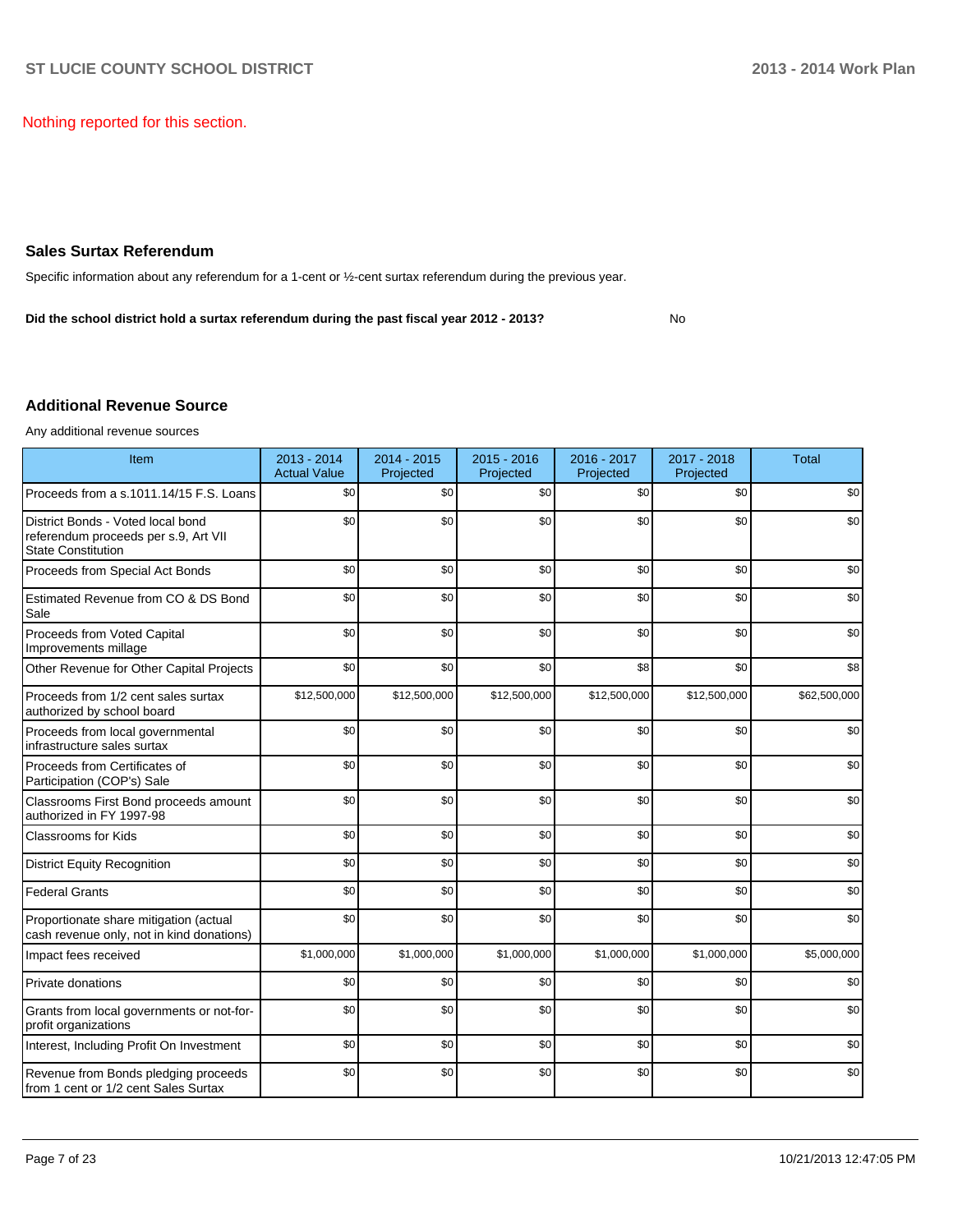Nothing reported for this section.

## Sales Surtax Referendum

Specific information about any referendum for a 1-cent or ½-cent surtax referendum during the previous year.

**Did the school district hold a surtax referendum during the past fiscal year 2012 - 2013?** No

## Additional Revenue Source

Any additional revenue sources

| Item | 2013 - 2014 Actual Value | 2014 - 2015 Projected | 2015 - 2016 Projected | 2016 - 2017 Projected | 2017 - 2018 Projected | Total |
|---|---|---|---|---|---|---|
| Proceeds from a s.1011.14/15 F.S. Loans | $0 | $0 | $0 | $0 | $0 | $0 |
| District Bonds - Voted local bond referendum proceeds per s.9, Art VII State Constitution | $0 | $0 | $0 | $0 | $0 | $0 |
| Proceeds from Special Act Bonds | $0 | $0 | $0 | $0 | $0 | $0 |
| Estimated Revenue from CO & DS Bond Sale | $0 | $0 | $0 | $0 | $0 | $0 |
| Proceeds from Voted Capital Improvements millage | $0 | $0 | $0 | $0 | $0 | $0 |
| Other Revenue for Other Capital Projects | $0 | $0 | $0 | $8 | $0 | $8 |
| Proceeds from 1/2 cent sales surtax authorized by school board | $12,500,000 | $12,500,000 | $12,500,000 | $12,500,000 | $12,500,000 | $62,500,000 |
| Proceeds from local governmental infrastructure sales surtax | $0 | $0 | $0 | $0 | $0 | $0 |
| Proceeds from Certificates of Participation (COP's) Sale | $0 | $0 | $0 | $0 | $0 | $0 |
| Classrooms First Bond proceeds amount authorized in FY 1997-98 | $0 | $0 | $0 | $0 | $0 | $0 |
| Classrooms for Kids | $0 | $0 | $0 | $0 | $0 | $0 |
| District Equity Recognition | $0 | $0 | $0 | $0 | $0 | $0 |
| Federal Grants | $0 | $0 | $0 | $0 | $0 | $0 |
| Proportionate share mitigation (actual cash revenue only, not in kind donations) | $0 | $0 | $0 | $0 | $0 | $0 |
| Impact fees received | $1,000,000 | $1,000,000 | $1,000,000 | $1,000,000 | $1,000,000 | $5,000,000 |
| Private donations | $0 | $0 | $0 | $0 | $0 | $0 |
| Grants from local governments or not-for-profit organizations | $0 | $0 | $0 | $0 | $0 | $0 |
| Interest, Including Profit On Investment | $0 | $0 | $0 | $0 | $0 | $0 |
| Revenue from Bonds pledging proceeds from 1 cent or 1/2 cent Sales Surtax | $0 | $0 | $0 | $0 | $0 | $0 |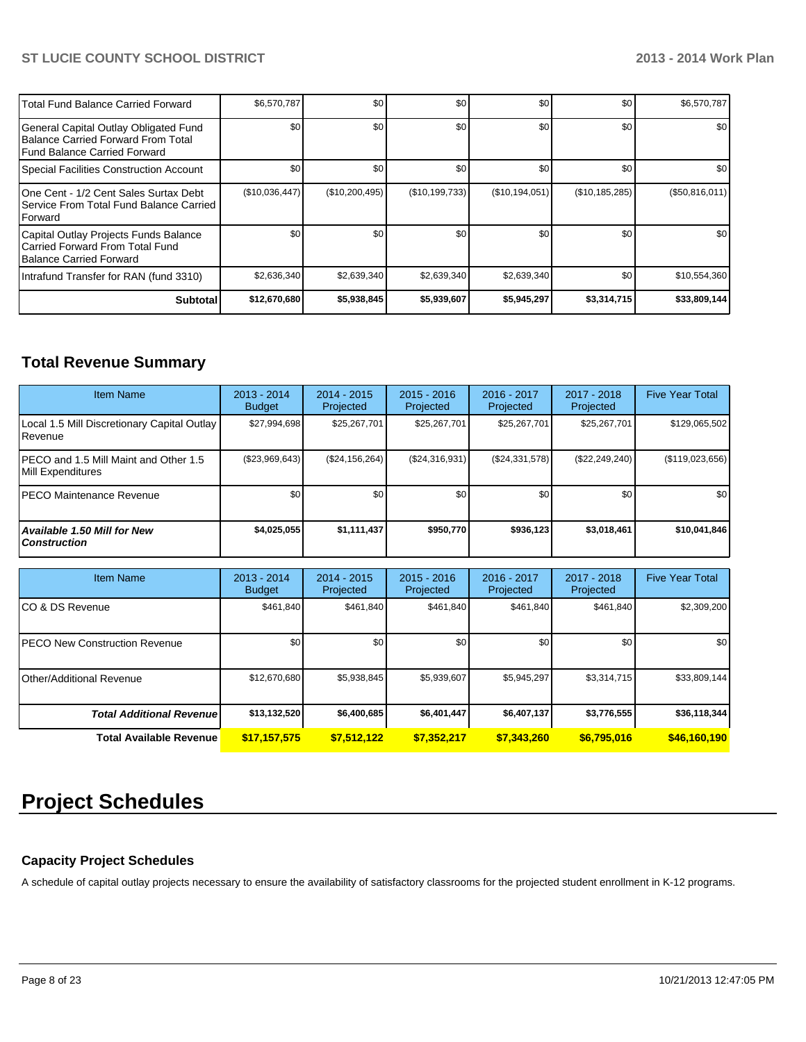| | | | | | | |
|---|---|---|---|---|---|---|
| Total Fund Balance Carried Forward | $6,570,787 | $0 | $0 | $0 | $0 | $6,570,787 |
| General Capital Outlay Obligated Fund Balance Carried Forward From Total Fund Balance Carried Forward | $0 | $0 | $0 | $0 | $0 | $0 |
| Special Facilities Construction Account | $0 | $0 | $0 | $0 | $0 | $0 |
| One Cent - 1/2 Cent Sales Surtax Debt Service From Total Fund Balance Carried Forward | ($10,036,447) | ($10,200,495) | ($10,199,733) | ($10,194,051) | ($10,185,285) | ($50,816,011) |
| Capital Outlay Projects Funds Balance Carried Forward From Total Fund Balance Carried Forward | $0 | $0 | $0 | $0 | $0 | $0 |
| Intrafund Transfer for RAN (fund 3310) | $2,636,340 | $2,639,340 | $2,639,340 | $2,639,340 | $0 | $10,554,360 |
| **Subtotal** | **$12,670,680** | **$5,938,845** | **$5,939,607** | **$5,945,297** | **$3,314,715** | **$33,809,144** |

## Total Revenue Summary

| Item Name | 2013 - 2014 Budget | 2014 - 2015 Projected | 2015 - 2016 Projected | 2016 - 2017 Projected | 2017 - 2018 Projected | Five Year Total |
|---|---|---|---|---|---|---|
| Local 1.5 Mill Discretionary Capital Outlay Revenue | $27,994,698 | $25,267,701 | $25,267,701 | $25,267,701 | $25,267,701 | $129,065,502 |
| PECO and 1.5 Mill Maint and Other 1.5 Mill Expenditures | ($23,969,643) | ($24,156,264) | ($24,316,931) | ($24,331,578) | ($22,249,240) | ($119,023,656) |
| PECO Maintenance Revenue | $0 | $0 | $0 | $0 | $0 | $0 |
| ***Available 1.50 Mill for New Construction*** | **$4,025,055** | **$1,111,437** | **$950,770** | **$936,123** | **$3,018,461** | **$10,041,846** |

| Item Name | 2013 - 2014 Budget | 2014 - 2015 Projected | 2015 - 2016 Projected | 2016 - 2017 Projected | 2017 - 2018 Projected | Five Year Total |
|---|---|---|---|---|---|---|
| CO & DS Revenue | $461,840 | $461,840 | $461,840 | $461,840 | $461,840 | $2,309,200 |
| PECO New Construction Revenue | $0 | $0 | $0 | $0 | $0 | $0 |
| Other/Additional Revenue | $12,670,680 | $5,938,845 | $5,939,607 | $5,945,297 | $3,314,715 | $33,809,144 |
| ***Total Additional Revenue*** | **$13,132,520** | **$6,400,685** | **$6,401,447** | **$6,407,137** | **$3,776,555** | **$36,118,344** |
| **Total Available Revenue** | **$17,157,575** | **$7,512,122** | **$7,352,217** | **$7,343,260** | **$6,795,016** | **$46,160,190** |

# Project Schedules

### Capacity Project Schedules

A schedule of capital outlay projects necessary to ensure the availability of satisfactory classrooms for the projected student enrollment in K-12 programs.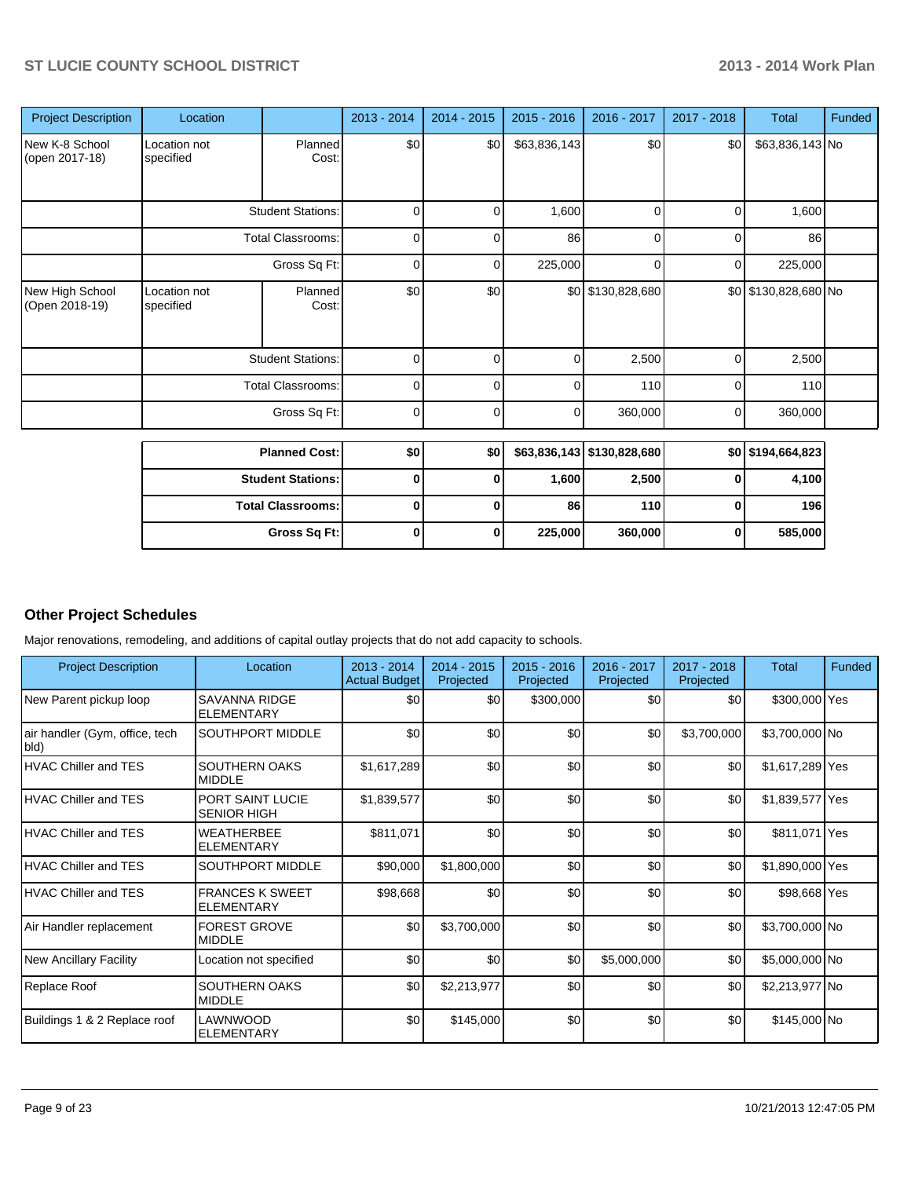| Project Description | Location | | 2013 - 2014 | 2014 - 2015 | 2015 - 2016 | 2016 - 2017 | 2017 - 2018 | Total | Funded |
|---|---|---|---|---|---|---|---|---|---|
| New K-8 School (open 2017-18) | Location not specified | Planned Cost: | $0 | $0 | $63,836,143 | $0 | $0 | $63,836,143 | No |
| | | Student Stations: | 0 | 0 | 1,600 | 0 | 0 | 1,600 | |
| | | Total Classrooms: | 0 | 0 | 86 | 0 | 0 | 86 | |
| | | Gross Sq Ft: | 0 | 0 | 225,000 | 0 | 0 | 225,000 | |
| New High School (Open 2018-19) | Location not specified | Planned Cost: | $0 | $0 | $0 | $130,828,680 | $0 | $130,828,680 | No |
| | | Student Stations: | 0 | 0 | 0 | 2,500 | 0 | 2,500 | |
| | | Total Classrooms: | 0 | 0 | 0 | 110 | 0 | 110 | |
| | | Gross Sq Ft: | 0 | 0 | 0 | 360,000 | 0 | 360,000 | |

| | | | | | | |
|---|---|---|---|---|---|---|
| **Planned Cost:** | **$0** | **$0** | **$63,836,143** | **$130,828,680** | **$0** | **$194,664,823** |
| **Student Stations:** | **0** | **0** | **1,600** | **2,500** | **0** | **4,100** |
| **Total Classrooms:** | **0** | **0** | **86** | **110** | **0** | **196** |
| **Gross Sq Ft:** | **0** | **0** | **225,000** | **360,000** | **0** | **585,000** |

## Other Project Schedules

Major renovations, remodeling, and additions of capital outlay projects that do not add capacity to schools.

| Project Description | Location | 2013 - 2014 Actual Budget | 2014 - 2015 Projected | 2015 - 2016 Projected | 2016 - 2017 Projected | 2017 - 2018 Projected | Total | Funded |
|---|---|---|---|---|---|---|---|---|
| New Parent pickup loop | SAVANNA RIDGE ELEMENTARY | $0 | $0 | $300,000 | $0 | $0 | $300,000 | Yes |
| air handler (Gym, office, tech bld) | SOUTHPORT MIDDLE | $0 | $0 | $0 | $0 | $3,700,000 | $3,700,000 | No |
| HVAC Chiller and TES | SOUTHERN OAKS MIDDLE | $1,617,289 | $0 | $0 | $0 | $0 | $1,617,289 | Yes |
| HVAC Chiller and TES | PORT SAINT LUCIE SENIOR HIGH | $1,839,577 | $0 | $0 | $0 | $0 | $1,839,577 | Yes |
| HVAC Chiller and TES | WEATHERBEE ELEMENTARY | $811,071 | $0 | $0 | $0 | $0 | $811,071 | Yes |
| HVAC Chiller and TES | SOUTHPORT MIDDLE | $90,000 | $1,800,000 | $0 | $0 | $0 | $1,890,000 | Yes |
| HVAC Chiller and TES | FRANCES K SWEET ELEMENTARY | $98,668 | $0 | $0 | $0 | $0 | $98,668 | Yes |
| Air Handler replacement | FOREST GROVE MIDDLE | $0 | $3,700,000 | $0 | $0 | $0 | $3,700,000 | No |
| New Ancillary Facility | Location not specified | $0 | $0 | $0 | $5,000,000 | $0 | $5,000,000 | No |
| Replace Roof | SOUTHERN OAKS MIDDLE | $0 | $2,213,977 | $0 | $0 | $0 | $2,213,977 | No |
| Buildings 1 & 2 Replace roof | LAWNWOOD ELEMENTARY | $0 | $145,000 | $0 | $0 | $0 | $145,000 | No |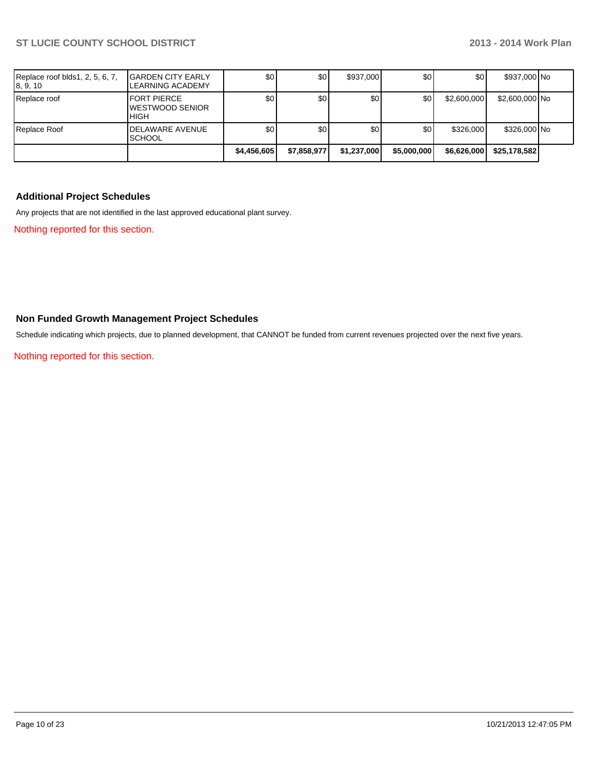| | | | | | | | | |
|---|---|---|---|---|---|---|---|---|
| Replace roof blds1, 2, 5, 6, 7, 8, 9, 10 | GARDEN CITY EARLY LEARNING ACADEMY | $0 | $0 | $937,000 | $0 | $0 | $937,000 | No |
| Replace roof | FORT PIERCE WESTWOOD SENIOR HIGH | $0 | $0 | $0 | $0 | $2,600,000 | $2,600,000 | No |
| Replace Roof | DELAWARE AVENUE SCHOOL | $0 | $0 | $0 | $0 | $326,000 | $326,000 | No |
| | | **$4,456,605** | **$7,858,977** | **$1,237,000** | **$5,000,000** | **$6,626,000** | **$25,178,582** | |

### Additional Project Schedules

Any projects that are not identified in the last approved educational plant survey.

Nothing reported for this section.

### Non Funded Growth Management Project Schedules

Schedule indicating which projects, due to planned development, that CANNOT be funded from current revenues projected over the next five years.

Nothing reported for this section.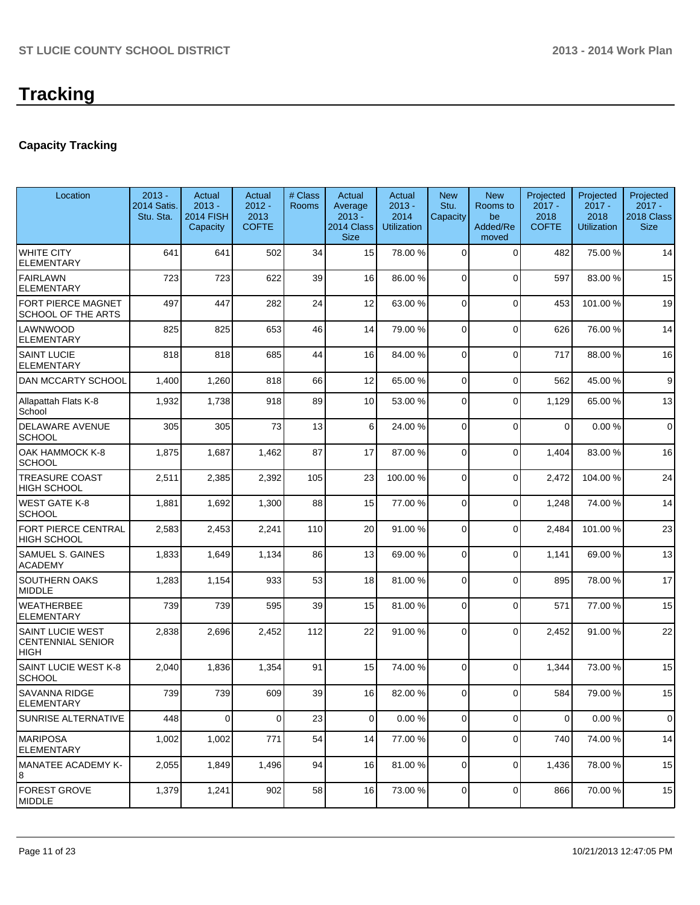# Tracking

## Capacity Tracking

| Location | 2013 - 2014 Satis. Stu. Sta. | Actual 2013 - 2014 FISH Capacity | Actual 2012 - 2013 COFTE | # Class Rooms | Actual Average 2013 - 2014 Class Size | Actual 2013 - 2014 Utilization | New Stu. Capacity | New Rooms to be Added/Removed | Projected 2017 - 2018 COFTE | Projected 2017 - 2018 Utilization | Projected 2017 - 2018 Class Size |
|---|---|---|---|---|---|---|---|---|---|---|---|
| WHITE CITY ELEMENTARY | 641 | 641 | 502 | 34 | 15 | 78.00 % | 0 | 0 | 482 | 75.00 % | 14 |
| FAIRLAWN ELEMENTARY | 723 | 723 | 622 | 39 | 16 | 86.00 % | 0 | 0 | 597 | 83.00 % | 15 |
| FORT PIERCE MAGNET SCHOOL OF THE ARTS | 497 | 447 | 282 | 24 | 12 | 63.00 % | 0 | 0 | 453 | 101.00 % | 19 |
| LAWNWOOD ELEMENTARY | 825 | 825 | 653 | 46 | 14 | 79.00 % | 0 | 0 | 626 | 76.00 % | 14 |
| SAINT LUCIE ELEMENTARY | 818 | 818 | 685 | 44 | 16 | 84.00 % | 0 | 0 | 717 | 88.00 % | 16 |
| DAN MCCARTY SCHOOL | 1,400 | 1,260 | 818 | 66 | 12 | 65.00 % | 0 | 0 | 562 | 45.00 % | 9 |
| Allapattah Flats K-8 School | 1,932 | 1,738 | 918 | 89 | 10 | 53.00 % | 0 | 0 | 1,129 | 65.00 % | 13 |
| DELAWARE AVENUE SCHOOL | 305 | 305 | 73 | 13 | 6 | 24.00 % | 0 | 0 | 0 | 0.00 % | 0 |
| OAK HAMMOCK K-8 SCHOOL | 1,875 | 1,687 | 1,462 | 87 | 17 | 87.00 % | 0 | 0 | 1,404 | 83.00 % | 16 |
| TREASURE COAST HIGH SCHOOL | 2,511 | 2,385 | 2,392 | 105 | 23 | 100.00 % | 0 | 0 | 2,472 | 104.00 % | 24 |
| WEST GATE K-8 SCHOOL | 1,881 | 1,692 | 1,300 | 88 | 15 | 77.00 % | 0 | 0 | 1,248 | 74.00 % | 14 |
| FORT PIERCE CENTRAL HIGH SCHOOL | 2,583 | 2,453 | 2,241 | 110 | 20 | 91.00 % | 0 | 0 | 2,484 | 101.00 % | 23 |
| SAMUEL S. GAINES ACADEMY | 1,833 | 1,649 | 1,134 | 86 | 13 | 69.00 % | 0 | 0 | 1,141 | 69.00 % | 13 |
| SOUTHERN OAKS MIDDLE | 1,283 | 1,154 | 933 | 53 | 18 | 81.00 % | 0 | 0 | 895 | 78.00 % | 17 |
| WEATHERBEE ELEMENTARY | 739 | 739 | 595 | 39 | 15 | 81.00 % | 0 | 0 | 571 | 77.00 % | 15 |
| SAINT LUCIE WEST CENTENNIAL SENIOR HIGH | 2,838 | 2,696 | 2,452 | 112 | 22 | 91.00 % | 0 | 0 | 2,452 | 91.00 % | 22 |
| SAINT LUCIE WEST K-8 SCHOOL | 2,040 | 1,836 | 1,354 | 91 | 15 | 74.00 % | 0 | 0 | 1,344 | 73.00 % | 15 |
| SAVANNA RIDGE ELEMENTARY | 739 | 739 | 609 | 39 | 16 | 82.00 % | 0 | 0 | 584 | 79.00 % | 15 |
| SUNRISE ALTERNATIVE | 448 | 0 | 0 | 23 | 0 | 0.00 % | 0 | 0 | 0 | 0.00 % | 0 |
| MARIPOSA ELEMENTARY | 1,002 | 1,002 | 771 | 54 | 14 | 77.00 % | 0 | 0 | 740 | 74.00 % | 14 |
| MANATEE ACADEMY K-8 | 2,055 | 1,849 | 1,496 | 94 | 16 | 81.00 % | 0 | 0 | 1,436 | 78.00 % | 15 |
| FOREST GROVE MIDDLE | 1,379 | 1,241 | 902 | 58 | 16 | 73.00 % | 0 | 0 | 866 | 70.00 % | 15 |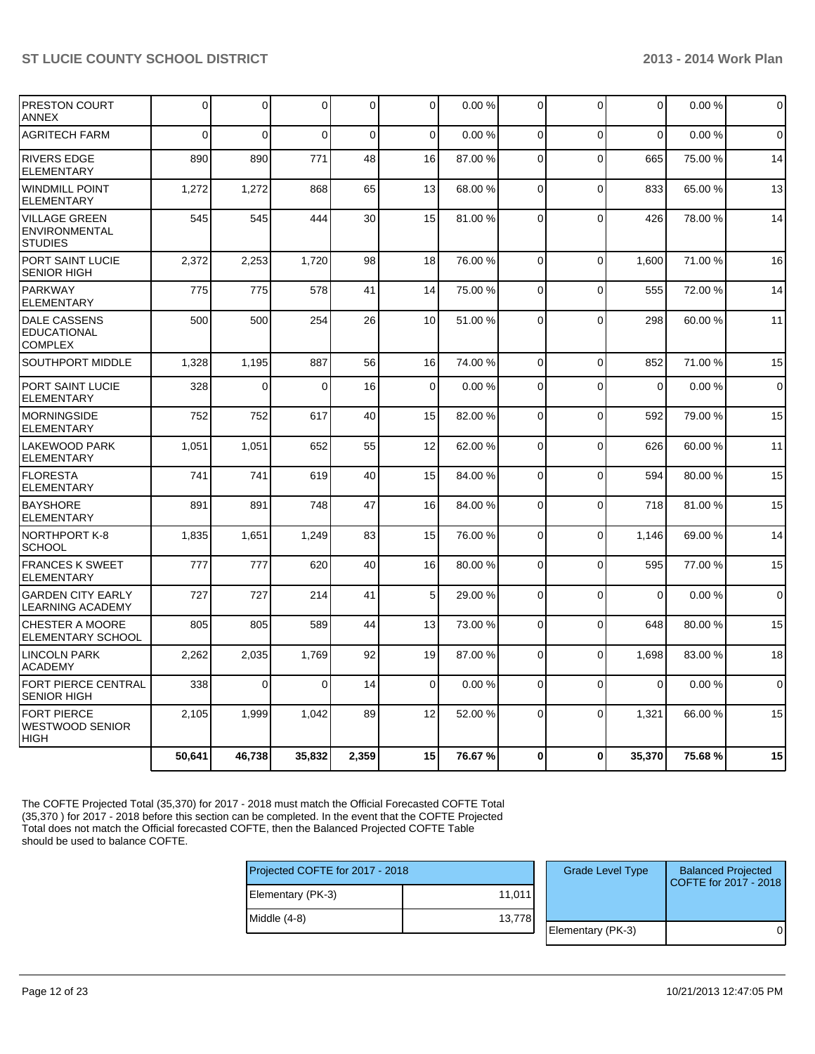| | | | | | | | | | | |
|---|---|---|---|---|---|---|---|---|---|---|
| PRESTON COURT ANNEX | 0 | 0 | 0 | 0 | 0 | 0.00 % | 0 | 0 | 0 | 0.00 % | 0 |
| AGRITECH FARM | 0 | 0 | 0 | 0 | 0 | 0.00 % | 0 | 0 | 0 | 0.00 % | 0 |
| RIVERS EDGE ELEMENTARY | 890 | 890 | 771 | 48 | 16 | 87.00 % | 0 | 0 | 665 | 75.00 % | 14 |
| WINDMILL POINT ELEMENTARY | 1,272 | 1,272 | 868 | 65 | 13 | 68.00 % | 0 | 0 | 833 | 65.00 % | 13 |
| VILLAGE GREEN ENVIRONMENTAL STUDIES | 545 | 545 | 444 | 30 | 15 | 81.00 % | 0 | 0 | 426 | 78.00 % | 14 |
| PORT SAINT LUCIE SENIOR HIGH | 2,372 | 2,253 | 1,720 | 98 | 18 | 76.00 % | 0 | 0 | 1,600 | 71.00 % | 16 |
| PARKWAY ELEMENTARY | 775 | 775 | 578 | 41 | 14 | 75.00 % | 0 | 0 | 555 | 72.00 % | 14 |
| DALE CASSENS EDUCATIONAL COMPLEX | 500 | 500 | 254 | 26 | 10 | 51.00 % | 0 | 0 | 298 | 60.00 % | 11 |
| SOUTHPORT MIDDLE | 1,328 | 1,195 | 887 | 56 | 16 | 74.00 % | 0 | 0 | 852 | 71.00 % | 15 |
| PORT SAINT LUCIE ELEMENTARY | 328 | 0 | 0 | 16 | 0 | 0.00 % | 0 | 0 | 0 | 0.00 % | 0 |
| MORNINGSIDE ELEMENTARY | 752 | 752 | 617 | 40 | 15 | 82.00 % | 0 | 0 | 592 | 79.00 % | 15 |
| LAKEWOOD PARK ELEMENTARY | 1,051 | 1,051 | 652 | 55 | 12 | 62.00 % | 0 | 0 | 626 | 60.00 % | 11 |
| FLORESTA ELEMENTARY | 741 | 741 | 619 | 40 | 15 | 84.00 % | 0 | 0 | 594 | 80.00 % | 15 |
| BAYSHORE ELEMENTARY | 891 | 891 | 748 | 47 | 16 | 84.00 % | 0 | 0 | 718 | 81.00 % | 15 |
| NORTHPORT K-8 SCHOOL | 1,835 | 1,651 | 1,249 | 83 | 15 | 76.00 % | 0 | 0 | 1,146 | 69.00 % | 14 |
| FRANCES K SWEET ELEMENTARY | 777 | 777 | 620 | 40 | 16 | 80.00 % | 0 | 0 | 595 | 77.00 % | 15 |
| GARDEN CITY EARLY LEARNING ACADEMY | 727 | 727 | 214 | 41 | 5 | 29.00 % | 0 | 0 | 0 | 0.00 % | 0 |
| CHESTER A MOORE ELEMENTARY SCHOOL | 805 | 805 | 589 | 44 | 13 | 73.00 % | 0 | 0 | 648 | 80.00 % | 15 |
| LINCOLN PARK ACADEMY | 2,262 | 2,035 | 1,769 | 92 | 19 | 87.00 % | 0 | 0 | 1,698 | 83.00 % | 18 |
| FORT PIERCE CENTRAL SENIOR HIGH | 338 | 0 | 0 | 14 | 0 | 0.00 % | 0 | 0 | 0 | 0.00 % | 0 |
| FORT PIERCE WESTWOOD SENIOR HIGH | 2,105 | 1,999 | 1,042 | 89 | 12 | 52.00 % | 0 | 0 | 1,321 | 66.00 % | 15 |
| | **50,641** | **46,738** | **35,832** | **2,359** | **15** | **76.67 %** | **0** | **0** | **35,370** | **75.68 %** | **15** |

The COFTE Projected Total (35,370) for 2017 - 2018 must match the Official Forecasted COFTE Total (35,370 ) for 2017 - 2018 before this section can be completed. In the event that the COFTE Projected Total does not match the Official forecasted COFTE, then the Balanced Projected COFTE Table should be used to balance COFTE.

| Projected COFTE for 2017 - 2018 | |
|---|---|
| Elementary (PK-3) | 11,011 |
| Middle (4-8) | 13,778 |

| Grade Level Type | Balanced Projected COFTE for 2017 - 2018 |
|---|---|
| Elementary (PK-3) | 0 |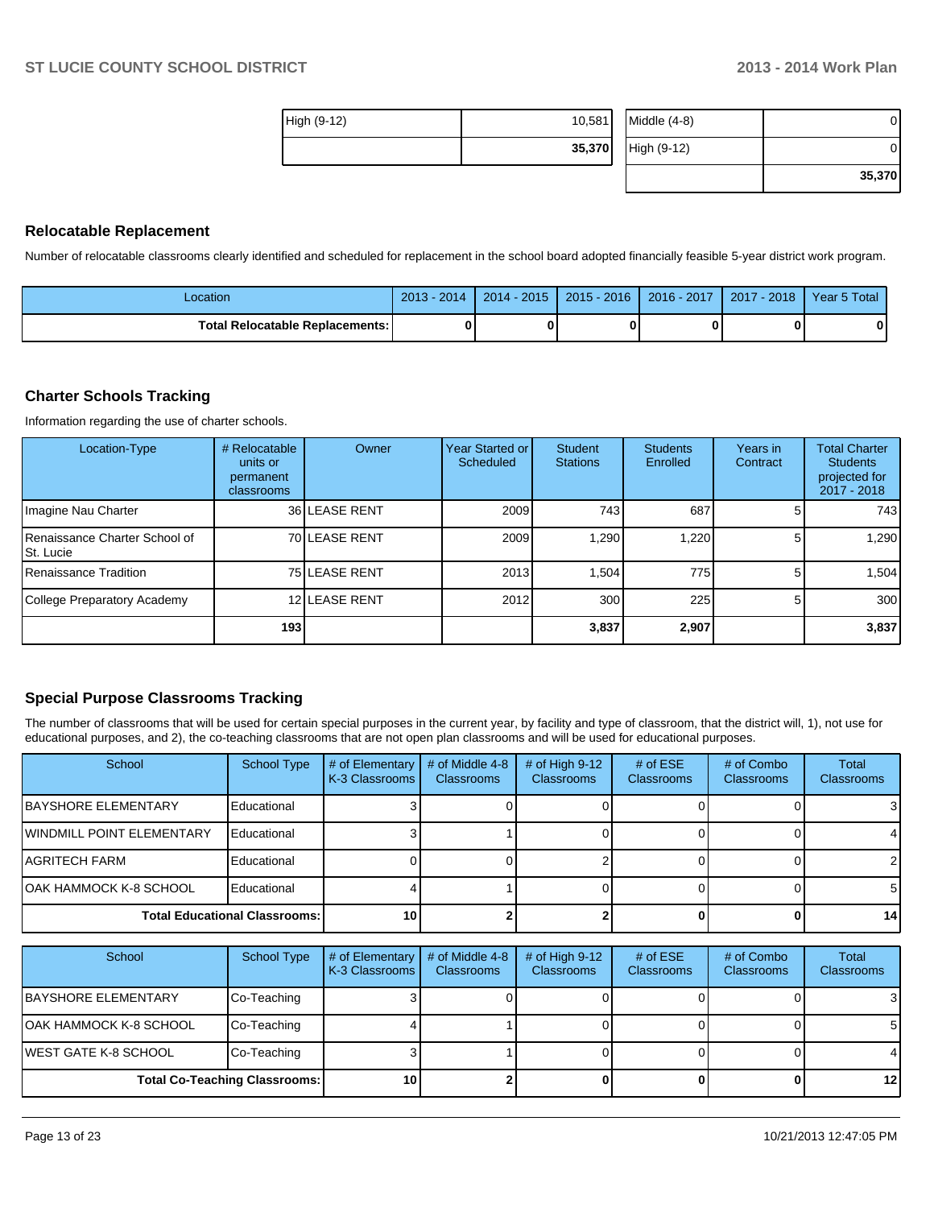| | |
|---|---|
| High (9-12) | 10,581 |
| | **35,370** |

| | |
|---|---|
| Middle (4-8) | 0 |
| High (9-12) | 0 |
| | **35,370** |

## Relocatable Replacement

Number of relocatable classrooms clearly identified and scheduled for replacement in the school board adopted financially feasible 5-year district work program.

| Location | 2013 - 2014 | 2014 - 2015 | 2015 - 2016 | 2016 - 2017 | 2017 - 2018 | Year 5 Total |
|---|---|---|---|---|---|---|
| **Total Relocatable Replacements:** | **0** | **0** | **0** | **0** | **0** | **0** |

## Charter Schools Tracking

Information regarding the use of charter schools.

| Location-Type | # Relocatable units or permanent classrooms | Owner | Year Started or Scheduled | Student Stations | Students Enrolled | Years in Contract | Total Charter Students projected for 2017 - 2018 |
|---|---|---|---|---|---|---|---|
| Imagine Nau Charter | 36 | LEASE RENT | 2009 | 743 | 687 | 5 | 743 |
| Renaissance Charter School of St. Lucie | 70 | LEASE RENT | 2009 | 1,290 | 1,220 | 5 | 1,290 |
| Renaissance Tradition | 75 | LEASE RENT | 2013 | 1,504 | 775 | 5 | 1,504 |
| College Preparatory Academy | 12 | LEASE RENT | 2012 | 300 | 225 | 5 | 300 |
| | **193** | | | **3,837** | **2,907** | | **3,837** |

## Special Purpose Classrooms Tracking

The number of classrooms that will be used for certain special purposes in the current year, by facility and type of classroom, that the district will, 1), not use for educational purposes, and 2), the co-teaching classrooms that are not open plan classrooms and will be used for educational purposes.

| School | School Type | # of Elementary K-3 Classrooms | # of Middle 4-8 Classrooms | # of High 9-12 Classrooms | # of ESE Classrooms | # of Combo Classrooms | Total Classrooms |
|---|---|---|---|---|---|---|---|
| BAYSHORE ELEMENTARY | Educational | 3 | 0 | 0 | 0 | 0 | 3 |
| WINDMILL POINT ELEMENTARY | Educational | 3 | 1 | 0 | 0 | 0 | 4 |
| AGRITECH FARM | Educational | 0 | 0 | 2 | 0 | 0 | 2 |
| OAK HAMMOCK K-8 SCHOOL | Educational | 4 | 1 | 0 | 0 | 0 | 5 |
| **Total Educational Classrooms:** | | **10** | **2** | **2** | **0** | **0** | **14** |

| School | School Type | # of Elementary K-3 Classrooms | # of Middle 4-8 Classrooms | # of High 9-12 Classrooms | # of ESE Classrooms | # of Combo Classrooms | Total Classrooms |
|---|---|---|---|---|---|---|---|
| BAYSHORE ELEMENTARY | Co-Teaching | 3 | 0 | 0 | 0 | 0 | 3 |
| OAK HAMMOCK K-8 SCHOOL | Co-Teaching | 4 | 1 | 0 | 0 | 0 | 5 |
| WEST GATE K-8 SCHOOL | Co-Teaching | 3 | 1 | 0 | 0 | 0 | 4 |
| **Total Co-Teaching Classrooms:** | | **10** | **2** | **0** | **0** | **0** | **12** |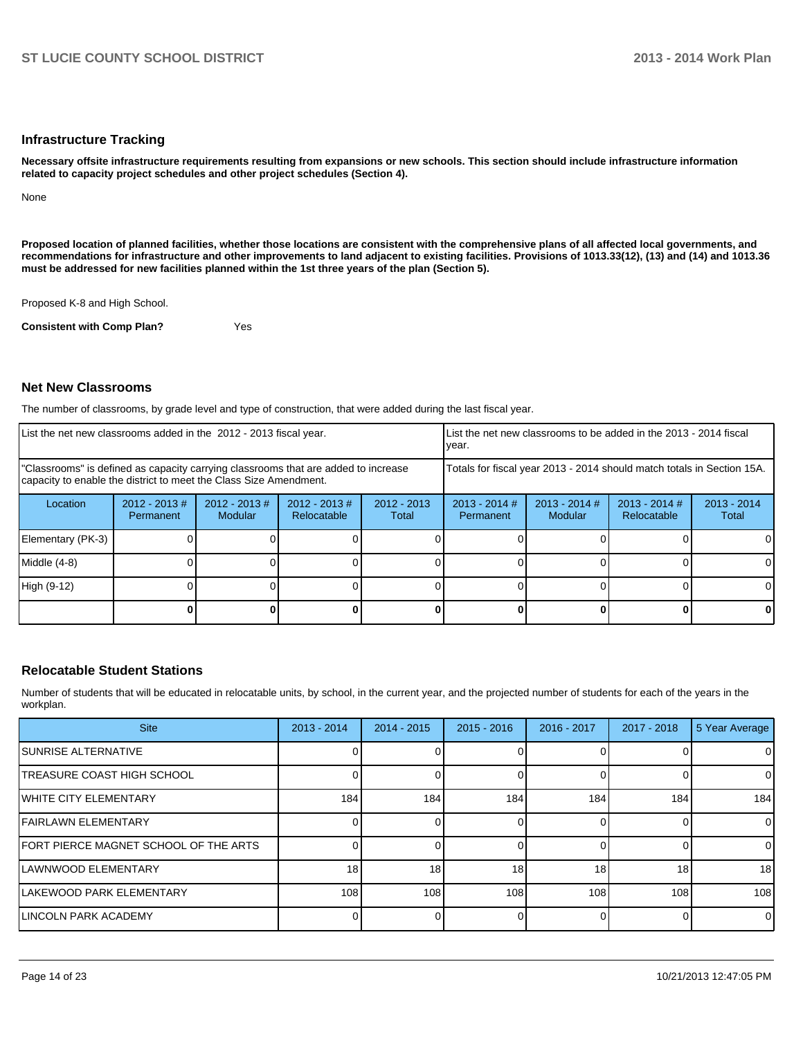## Infrastructure Tracking

**Necessary offsite infrastructure requirements resulting from expansions or new schools. This section should include infrastructure information related to capacity project schedules and other project schedules (Section 4).**

None

**Proposed location of planned facilities, whether those locations are consistent with the comprehensive plans of all affected local governments, and recommendations for infrastructure and other improvements to land adjacent to existing facilities. Provisions of 1013.33(12), (13) and (14) and 1013.36 must be addressed for new facilities planned within the 1st three years of the plan (Section 5).**

Proposed K-8 and High School.

**Consistent with Comp Plan?** Yes

## Net New Classrooms

The number of classrooms, by grade level and type of construction, that were added during the last fiscal year.

| List the net new classrooms added in the 2012 - 2013 fiscal year. | | | | | List the net new classrooms to be added in the 2013 - 2014 fiscal year. | | | |
|---|---|---|---|---|---|---|---|---|
| "Classrooms" is defined as capacity carrying classrooms that are added to increase capacity to enable the district to meet the Class Size Amendment. | | | | | Totals for fiscal year 2013 - 2014 should match totals in Section 15A. | | | |
| Location | 2012 - 2013 # Permanent | 2012 - 2013 # Modular | 2012 - 2013 # Relocatable | 2012 - 2013 Total | 2013 - 2014 # Permanent | 2013 - 2014 # Modular | 2013 - 2014 # Relocatable | 2013 - 2014 Total |
| Elementary (PK-3) | 0 | 0 | 0 | 0 | 0 | 0 | 0 | 0 |
| Middle (4-8) | 0 | 0 | 0 | 0 | 0 | 0 | 0 | 0 |
| High (9-12) | 0 | 0 | 0 | 0 | 0 | 0 | 0 | 0 |
| | **0** | **0** | **0** | **0** | **0** | **0** | **0** | **0** |

## Relocatable Student Stations

Number of students that will be educated in relocatable units, by school, in the current year, and the projected number of students for each of the years in the workplan.

| Site | 2013 - 2014 | 2014 - 2015 | 2015 - 2016 | 2016 - 2017 | 2017 - 2018 | 5 Year Average |
|---|---|---|---|---|---|---|
| SUNRISE ALTERNATIVE | 0 | 0 | 0 | 0 | 0 | 0 |
| TREASURE COAST HIGH SCHOOL | 0 | 0 | 0 | 0 | 0 | 0 |
| WHITE CITY ELEMENTARY | 184 | 184 | 184 | 184 | 184 | 184 |
| FAIRLAWN ELEMENTARY | 0 | 0 | 0 | 0 | 0 | 0 |
| FORT PIERCE MAGNET SCHOOL OF THE ARTS | 0 | 0 | 0 | 0 | 0 | 0 |
| LAWNWOOD ELEMENTARY | 18 | 18 | 18 | 18 | 18 | 18 |
| LAKEWOOD PARK ELEMENTARY | 108 | 108 | 108 | 108 | 108 | 108 |
| LINCOLN PARK ACADEMY | 0 | 0 | 0 | 0 | 0 | 0 |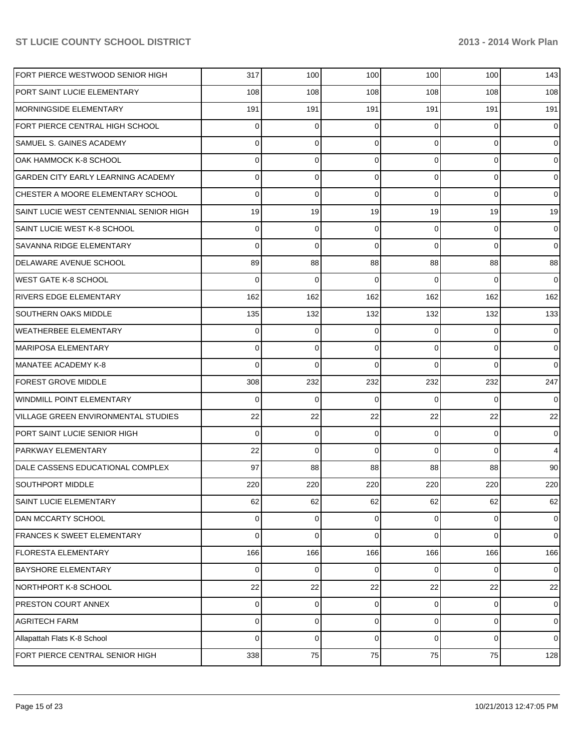| | | | | | |
|---|---|---|---|---|---|
| FORT PIERCE WESTWOOD SENIOR HIGH | 317 | 100 | 100 | 100 | 100 | 143 |
| PORT SAINT LUCIE ELEMENTARY | 108 | 108 | 108 | 108 | 108 | 108 |
| MORNINGSIDE ELEMENTARY | 191 | 191 | 191 | 191 | 191 | 191 |
| FORT PIERCE CENTRAL HIGH SCHOOL | 0 | 0 | 0 | 0 | 0 | 0 |
| SAMUEL S. GAINES ACADEMY | 0 | 0 | 0 | 0 | 0 | 0 |
| OAK HAMMOCK K-8 SCHOOL | 0 | 0 | 0 | 0 | 0 | 0 |
| GARDEN CITY EARLY LEARNING ACADEMY | 0 | 0 | 0 | 0 | 0 | 0 |
| CHESTER A MOORE ELEMENTARY SCHOOL | 0 | 0 | 0 | 0 | 0 | 0 |
| SAINT LUCIE WEST CENTENNIAL SENIOR HIGH | 19 | 19 | 19 | 19 | 19 | 19 |
| SAINT LUCIE WEST K-8 SCHOOL | 0 | 0 | 0 | 0 | 0 | 0 |
| SAVANNA RIDGE ELEMENTARY | 0 | 0 | 0 | 0 | 0 | 0 |
| DELAWARE AVENUE SCHOOL | 89 | 88 | 88 | 88 | 88 | 88 |
| WEST GATE K-8 SCHOOL | 0 | 0 | 0 | 0 | 0 | 0 |
| RIVERS EDGE ELEMENTARY | 162 | 162 | 162 | 162 | 162 | 162 |
| SOUTHERN OAKS MIDDLE | 135 | 132 | 132 | 132 | 132 | 133 |
| WEATHERBEE ELEMENTARY | 0 | 0 | 0 | 0 | 0 | 0 |
| MARIPOSA ELEMENTARY | 0 | 0 | 0 | 0 | 0 | 0 |
| MANATEE ACADEMY K-8 | 0 | 0 | 0 | 0 | 0 | 0 |
| FOREST GROVE MIDDLE | 308 | 232 | 232 | 232 | 232 | 247 |
| WINDMILL POINT ELEMENTARY | 0 | 0 | 0 | 0 | 0 | 0 |
| VILLAGE GREEN ENVIRONMENTAL STUDIES | 22 | 22 | 22 | 22 | 22 | 22 |
| PORT SAINT LUCIE SENIOR HIGH | 0 | 0 | 0 | 0 | 0 | 0 |
| PARKWAY ELEMENTARY | 22 | 0 | 0 | 0 | 0 | 4 |
| DALE CASSENS EDUCATIONAL COMPLEX | 97 | 88 | 88 | 88 | 88 | 90 |
| SOUTHPORT MIDDLE | 220 | 220 | 220 | 220 | 220 | 220 |
| SAINT LUCIE ELEMENTARY | 62 | 62 | 62 | 62 | 62 | 62 |
| DAN MCCARTY SCHOOL | 0 | 0 | 0 | 0 | 0 | 0 |
| FRANCES K SWEET ELEMENTARY | 0 | 0 | 0 | 0 | 0 | 0 |
| FLORESTA ELEMENTARY | 166 | 166 | 166 | 166 | 166 | 166 |
| BAYSHORE ELEMENTARY | 0 | 0 | 0 | 0 | 0 | 0 |
| NORTHPORT K-8 SCHOOL | 22 | 22 | 22 | 22 | 22 | 22 |
| PRESTON COURT ANNEX | 0 | 0 | 0 | 0 | 0 | 0 |
| AGRITECH FARM | 0 | 0 | 0 | 0 | 0 | 0 |
| Allapattah Flats K-8 School | 0 | 0 | 0 | 0 | 0 | 0 |
| FORT PIERCE CENTRAL SENIOR HIGH | 338 | 75 | 75 | 75 | 75 | 128 |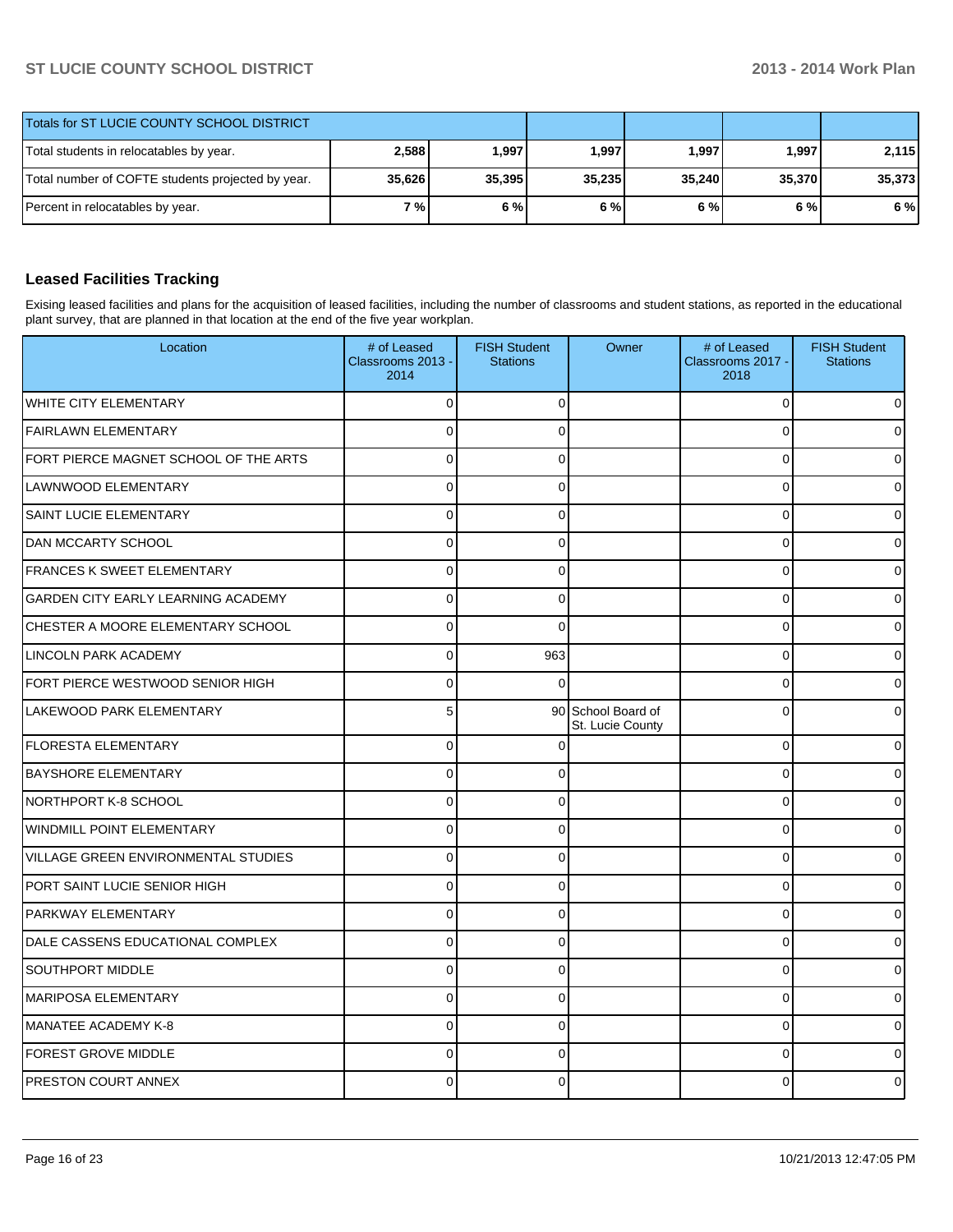| Totals for ST LUCIE COUNTY SCHOOL DISTRICT | | | | | | |
| --- | --- | --- | --- | --- | --- | --- |
| Total students in relocatables by year. | 2,588 | 1,997 | 1,997 | 1,997 | 1,997 | 2,115 |
| Total number of COFTE students projected by year. | 35,626 | 35,395 | 35,235 | 35,240 | 35,370 | 35,373 |
| Percent in relocatables by year. | 7 % | 6 % | 6 % | 6 % | 6 % | 6 % |

## Leased Facilities Tracking

Exising leased facilities and plans for the acquisition of leased facilities, including the number of classrooms and student stations, as reported in the educational plant survey, that are planned in that location at the end of the five year workplan.

| Location | # of Leased Classrooms 2013 - 2014 | FISH Student Stations | Owner | # of Leased Classrooms 2017 - 2018 | FISH Student Stations |
| --- | --- | --- | --- | --- | --- |
| WHITE CITY ELEMENTARY | 0 | 0 | | 0 | 0 |
| FAIRLAWN ELEMENTARY | 0 | 0 | | 0 | 0 |
| FORT PIERCE MAGNET SCHOOL OF THE ARTS | 0 | 0 | | 0 | 0 |
| LAWNWOOD ELEMENTARY | 0 | 0 | | 0 | 0 |
| SAINT LUCIE ELEMENTARY | 0 | 0 | | 0 | 0 |
| DAN MCCARTY SCHOOL | 0 | 0 | | 0 | 0 |
| FRANCES K SWEET ELEMENTARY | 0 | 0 | | 0 | 0 |
| GARDEN CITY EARLY LEARNING ACADEMY | 0 | 0 | | 0 | 0 |
| CHESTER A MOORE ELEMENTARY SCHOOL | 0 | 0 | | 0 | 0 |
| LINCOLN PARK ACADEMY | 0 | 963 | | 0 | 0 |
| FORT PIERCE WESTWOOD SENIOR HIGH | 0 | 0 | | 0 | 0 |
| LAKEWOOD PARK ELEMENTARY | 5 | 90 | School Board of St. Lucie County | 0 | 0 |
| FLORESTA ELEMENTARY | 0 | 0 | | 0 | 0 |
| BAYSHORE ELEMENTARY | 0 | 0 | | 0 | 0 |
| NORTHPORT K-8 SCHOOL | 0 | 0 | | 0 | 0 |
| WINDMILL POINT ELEMENTARY | 0 | 0 | | 0 | 0 |
| VILLAGE GREEN ENVIRONMENTAL STUDIES | 0 | 0 | | 0 | 0 |
| PORT SAINT LUCIE SENIOR HIGH | 0 | 0 | | 0 | 0 |
| PARKWAY ELEMENTARY | 0 | 0 | | 0 | 0 |
| DALE CASSENS EDUCATIONAL COMPLEX | 0 | 0 | | 0 | 0 |
| SOUTHPORT MIDDLE | 0 | 0 | | 0 | 0 |
| MARIPOSA ELEMENTARY | 0 | 0 | | 0 | 0 |
| MANATEE ACADEMY K-8 | 0 | 0 | | 0 | 0 |
| FOREST GROVE MIDDLE | 0 | 0 | | 0 | 0 |
| PRESTON COURT ANNEX | 0 | 0 | | 0 | 0 |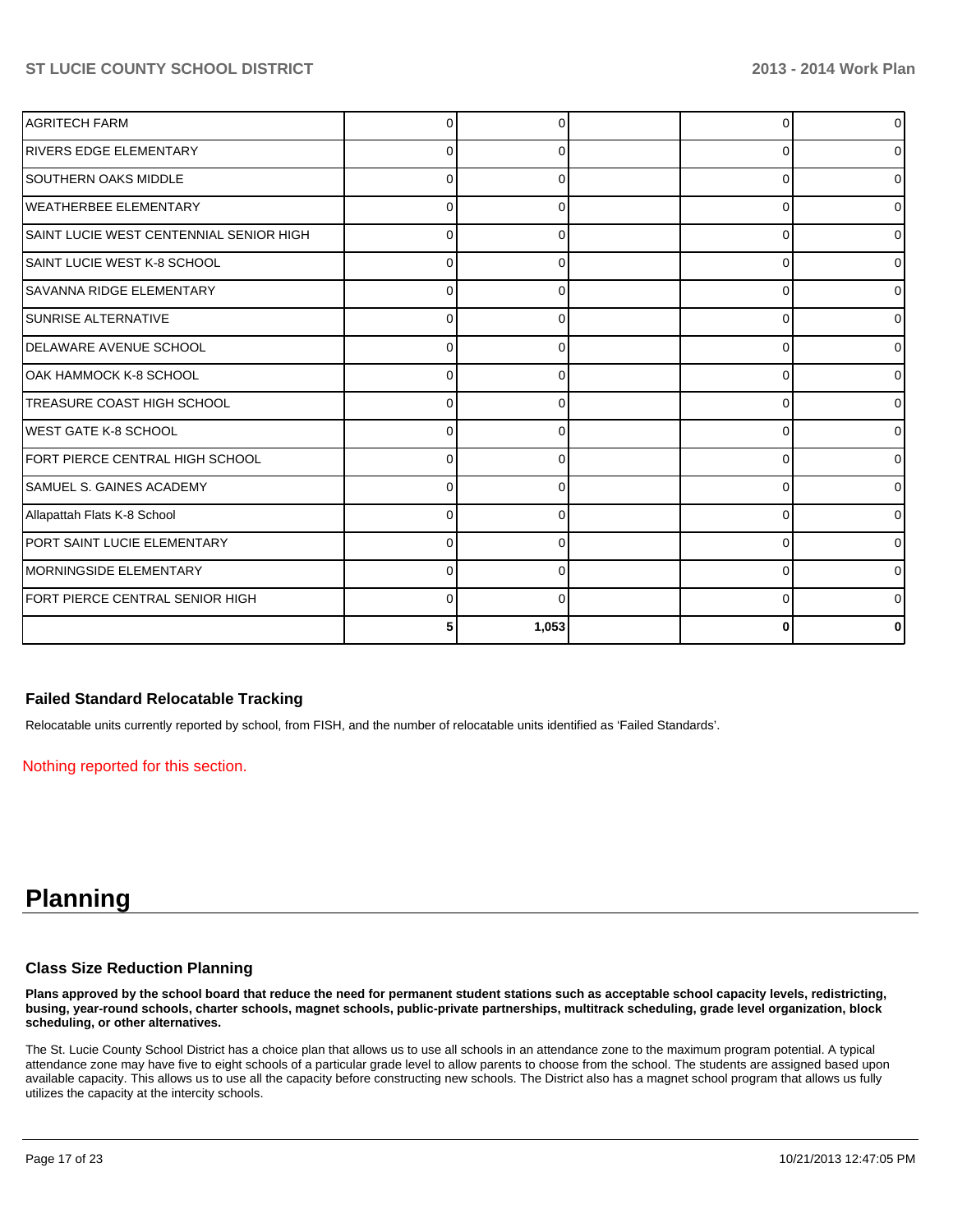| | | | | | |
|---|---|---|---|---|---|
| AGRITECH FARM | 0 | 0 | | 0 | 0 |
| RIVERS EDGE ELEMENTARY | 0 | 0 | | 0 | 0 |
| SOUTHERN OAKS MIDDLE | 0 | 0 | | 0 | 0 |
| WEATHERBEE ELEMENTARY | 0 | 0 | | 0 | 0 |
| SAINT LUCIE WEST CENTENNIAL SENIOR HIGH | 0 | 0 | | 0 | 0 |
| SAINT LUCIE WEST K-8 SCHOOL | 0 | 0 | | 0 | 0 |
| SAVANNA RIDGE ELEMENTARY | 0 | 0 | | 0 | 0 |
| SUNRISE ALTERNATIVE | 0 | 0 | | 0 | 0 |
| DELAWARE AVENUE SCHOOL | 0 | 0 | | 0 | 0 |
| OAK HAMMOCK K-8 SCHOOL | 0 | 0 | | 0 | 0 |
| TREASURE COAST HIGH SCHOOL | 0 | 0 | | 0 | 0 |
| WEST GATE K-8 SCHOOL | 0 | 0 | | 0 | 0 |
| FORT PIERCE CENTRAL HIGH SCHOOL | 0 | 0 | | 0 | 0 |
| SAMUEL S. GAINES ACADEMY | 0 | 0 | | 0 | 0 |
| Allapattah Flats K-8 School | 0 | 0 | | 0 | 0 |
| PORT SAINT LUCIE ELEMENTARY | 0 | 0 | | 0 | 0 |
| MORNINGSIDE ELEMENTARY | 0 | 0 | | 0 | 0 |
| FORT PIERCE CENTRAL SENIOR HIGH | 0 | 0 | | 0 | 0 |
| | **5** | **1,053** | | **0** | **0** |

### Failed Standard Relocatable Tracking

Relocatable units currently reported by school, from FISH, and the number of relocatable units identified as 'Failed Standards'.

Nothing reported for this section.

# Planning

### Class Size Reduction Planning

**Plans approved by the school board that reduce the need for permanent student stations such as acceptable school capacity levels, redistricting, busing, year-round schools, charter schools, magnet schools, public-private partnerships, multitrack scheduling, grade level organization, block scheduling, or other alternatives.**

The St. Lucie County School District has a choice plan that allows us to use all schools in an attendance zone to the maximum program potential. A typical attendance zone may have five to eight schools of a particular grade level to allow parents to choose from the school. The students are assigned based upon available capacity. This allows us to use all the capacity before constructing new schools. The District also has a magnet school program that allows us fully utilizes the capacity at the intercity schools.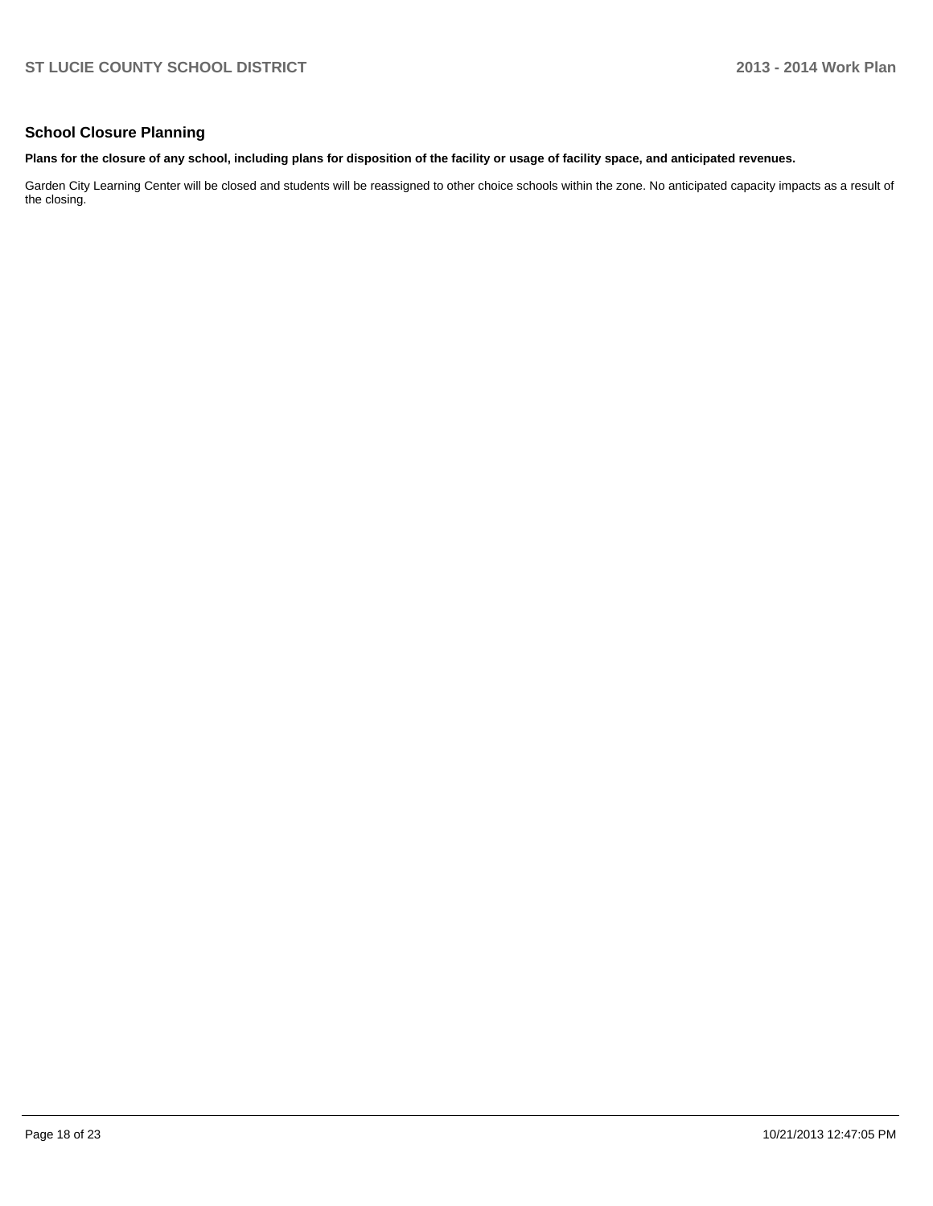## School Closure Planning

**Plans for the closure of any school, including plans for disposition of the facility or usage of facility space, and anticipated revenues.**

Garden City Learning Center will be closed and students will be reassigned to other choice schools within the zone. No anticipated capacity impacts as a result of the closing.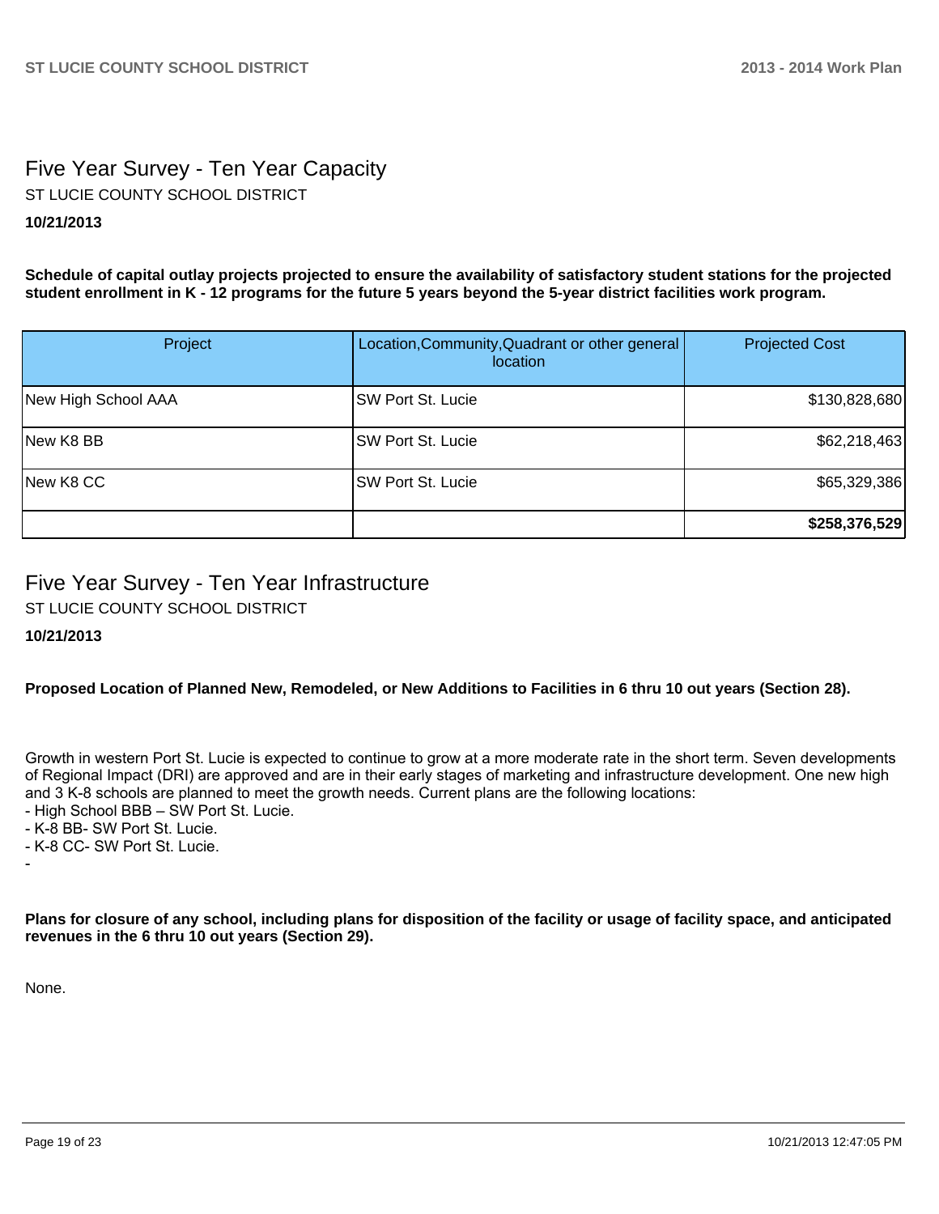# Five Year Survey - Ten Year Capacity

ST LUCIE COUNTY SCHOOL DISTRICT

**10/21/2013**

**Schedule of capital outlay projects projected to ensure the availability of satisfactory student stations for the projected student enrollment in K - 12 programs for the future 5 years beyond the 5-year district facilities work program.**

| Project | Location,Community,Quadrant or other general location | Projected Cost |
|---|---|---|
| New High School AAA | SW Port St. Lucie | $130,828,680 |
| New K8 BB | SW Port St. Lucie | $62,218,463 |
| New K8 CC | SW Port St. Lucie | $65,329,386 |
| | | **$258,376,529** |

# Five Year Survey - Ten Year Infrastructure

ST LUCIE COUNTY SCHOOL DISTRICT

**10/21/2013**

**Proposed Location of Planned New, Remodeled, or New Additions to Facilities in 6 thru 10 out years (Section 28).**

Growth in western Port St. Lucie is expected to continue to grow at a more moderate rate in the short term. Seven developments of Regional Impact (DRI) are approved and are in their early stages of marketing and infrastructure development. One new high and 3 K-8 schools are planned to meet the growth needs. Current plans are the following locations:

- High School BBB – SW Port St. Lucie.
- K-8 BB- SW Port St. Lucie.
- K-8 CC- SW Port St. Lucie.
-

**Plans for closure of any school, including plans for disposition of the facility or usage of facility space, and anticipated revenues in the 6 thru 10 out years (Section 29).**

None.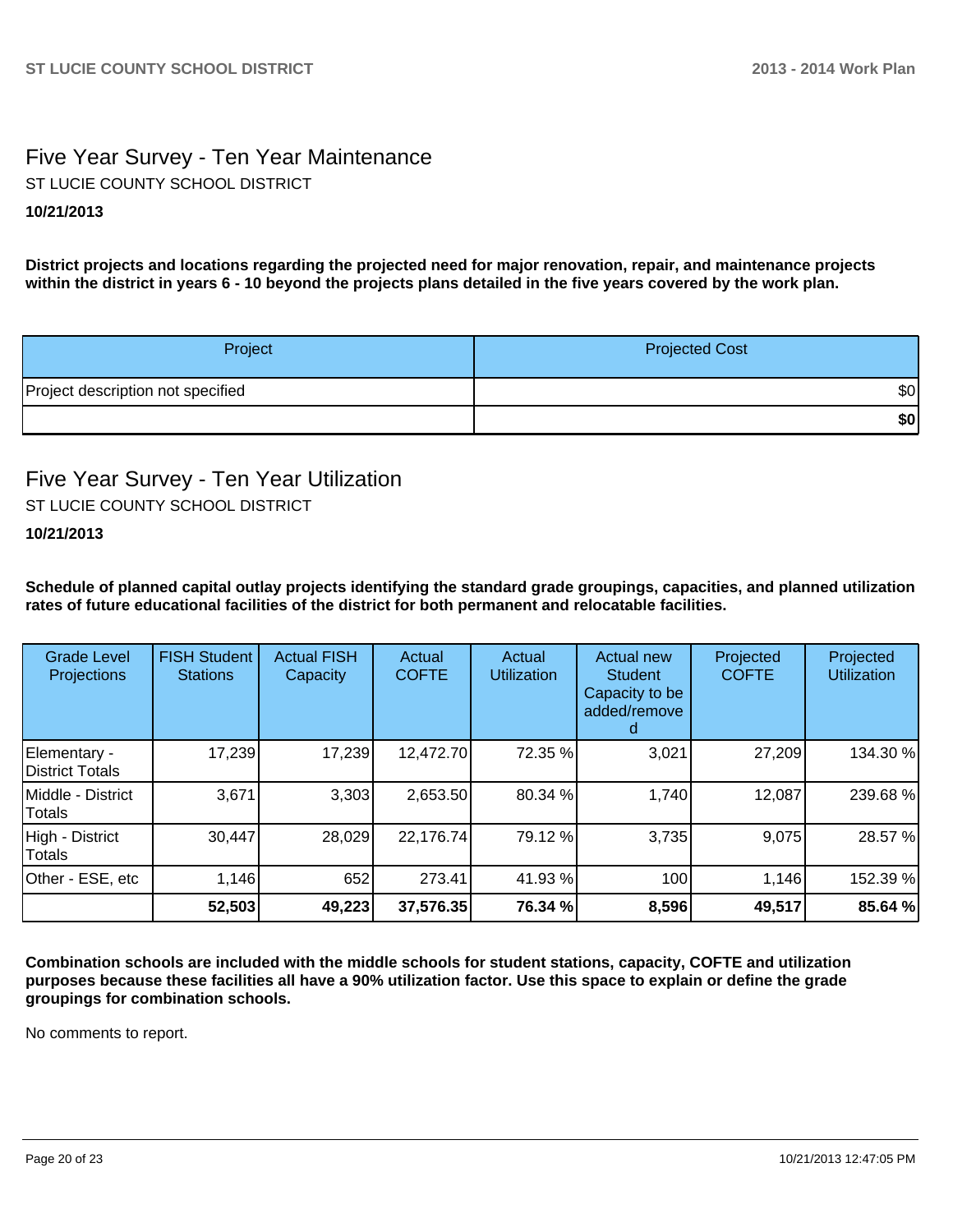## Five Year Survey - Ten Year Maintenance

ST LUCIE COUNTY SCHOOL DISTRICT

**10/21/2013**

**District projects and locations regarding the projected need for major renovation, repair, and maintenance projects within the district in years 6 - 10 beyond the projects plans detailed in the five years covered by the work plan.**

| Project | Projected Cost |
|---|---|
| Project description not specified | $0 |
| | **$0** |

## Five Year Survey - Ten Year Utilization

ST LUCIE COUNTY SCHOOL DISTRICT

**10/21/2013**

**Schedule of planned capital outlay projects identifying the standard grade groupings, capacities, and planned utilization rates of future educational facilities of the district for both permanent and relocatable facilities.**

| Grade Level Projections | FISH Student Stations | Actual FISH Capacity | Actual COFTE | Actual Utilization | Actual new Student Capacity to be added/removed | Projected COFTE | Projected Utilization |
|---|---|---|---|---|---|---|---|
| Elementary - District Totals | 17,239 | 17,239 | 12,472.70 | 72.35 % | 3,021 | 27,209 | 134.30 % |
| Middle - District Totals | 3,671 | 3,303 | 2,653.50 | 80.34 % | 1,740 | 12,087 | 239.68 % |
| High - District Totals | 30,447 | 28,029 | 22,176.74 | 79.12 % | 3,735 | 9,075 | 28.57 % |
| Other - ESE, etc | 1,146 | 652 | 273.41 | 41.93 % | 100 | 1,146 | 152.39 % |
| | **52,503** | **49,223** | **37,576.35** | **76.34 %** | **8,596** | **49,517** | **85.64 %** |

**Combination schools are included with the middle schools for student stations, capacity, COFTE and utilization purposes because these facilities all have a 90% utilization factor. Use this space to explain or define the grade groupings for combination schools.**

No comments to report.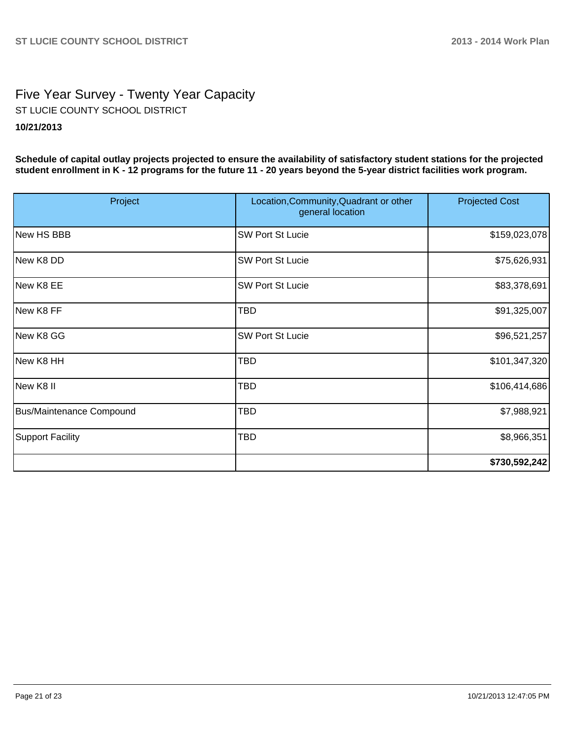# Five Year Survey - Twenty Year Capacity

ST LUCIE COUNTY SCHOOL DISTRICT

**10/21/2013**

**Schedule of capital outlay projects projected to ensure the availability of satisfactory student stations for the projected student enrollment in K - 12 programs for the future 11 - 20 years beyond the 5-year district facilities work program.**

| Project | Location,Community,Quadrant or other general location | Projected Cost |
|---|---|---|
| New HS BBB | SW Port St Lucie | $159,023,078 |
| New K8 DD | SW Port St Lucie | $75,626,931 |
| New K8 EE | SW Port St Lucie | $83,378,691 |
| New K8 FF | TBD | $91,325,007 |
| New K8 GG | SW Port St Lucie | $96,521,257 |
| New K8 HH | TBD | $101,347,320 |
| New K8 II | TBD | $106,414,686 |
| Bus/Maintenance Compound | TBD | $7,988,921 |
| Support Facility | TBD | $8,966,351 |
| | | **$730,592,242** |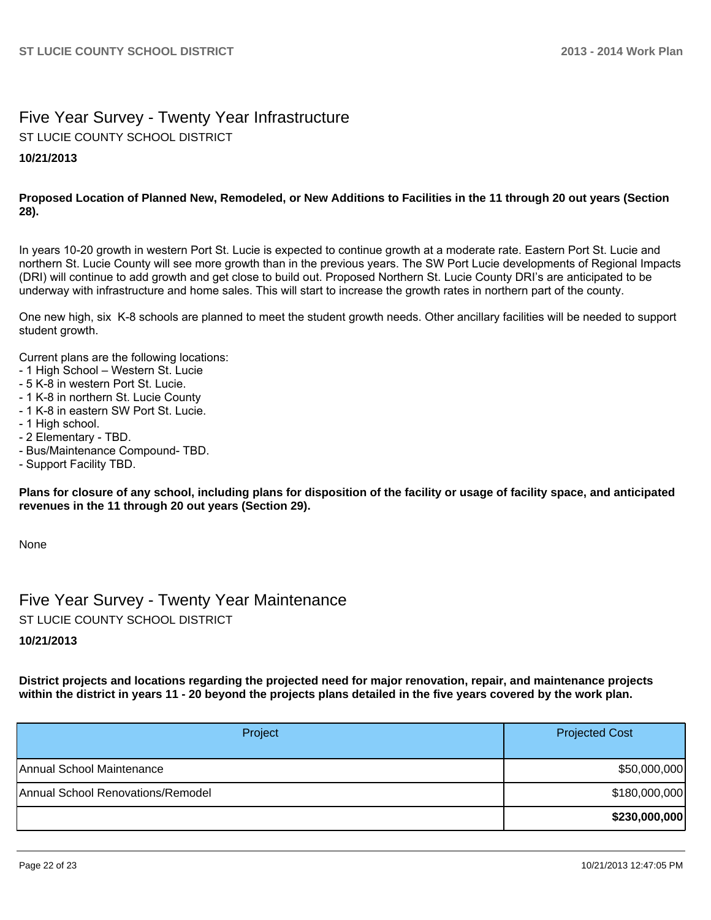# Five Year Survey - Twenty Year Infrastructure

ST LUCIE COUNTY SCHOOL DISTRICT

**10/21/2013**

**Proposed Location of Planned New, Remodeled, or New Additions to Facilities in the 11 through 20 out years (Section 28).**

In years 10-20 growth in western Port St. Lucie is expected to continue growth at a moderate rate. Eastern Port St. Lucie and northern St. Lucie County will see more growth than in the previous years. The SW Port Lucie developments of Regional Impacts (DRI) will continue to add growth and get close to build out. Proposed Northern St. Lucie County DRI's are anticipated to be underway with infrastructure and home sales. This will start to increase the growth rates in northern part of the county.

One new high, six K-8 schools are planned to meet the student growth needs. Other ancillary facilities will be needed to support student growth.

Current plans are the following locations:

- 1 High School – Western St. Lucie
- 5 K-8 in western Port St. Lucie.
- 1 K-8 in northern St. Lucie County
- 1 K-8 in eastern SW Port St. Lucie.
- 1 High school.
- 2 Elementary - TBD.
- Bus/Maintenance Compound- TBD.
- Support Facility TBD.

**Plans for closure of any school, including plans for disposition of the facility or usage of facility space, and anticipated revenues in the 11 through 20 out years (Section 29).**

None

# Five Year Survey - Twenty Year Maintenance

ST LUCIE COUNTY SCHOOL DISTRICT

**10/21/2013**

**District projects and locations regarding the projected need for major renovation, repair, and maintenance projects within the district in years 11 - 20 beyond the projects plans detailed in the five years covered by the work plan.**

| Project | Projected Cost |
| --- | --- |
| Annual School Maintenance | $50,000,000 |
| Annual School Renovations/Remodel | $180,000,000 |
| | **$230,000,000** |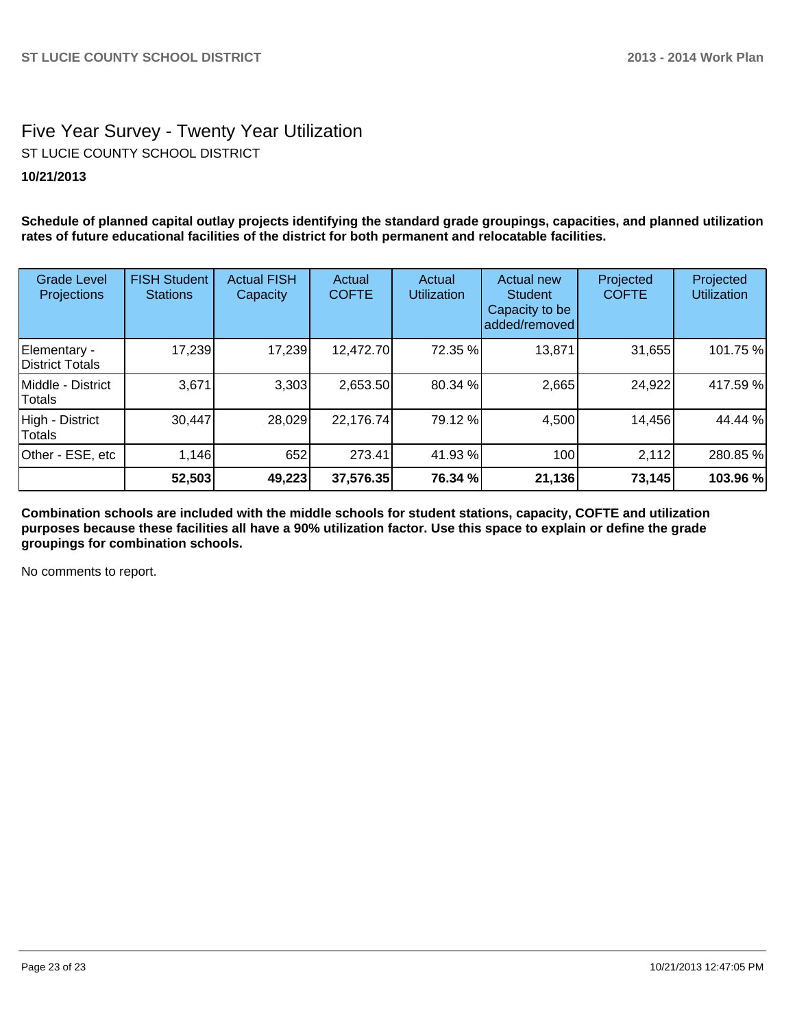# Five Year Survey - Twenty Year Utilization

ST LUCIE COUNTY SCHOOL DISTRICT

**10/21/2013**

**Schedule of planned capital outlay projects identifying the standard grade groupings, capacities, and planned utilization rates of future educational facilities of the district for both permanent and relocatable facilities.**

| Grade Level Projections | FISH Student Stations | Actual FISH Capacity | Actual COFTE | Actual Utilization | Actual new Student Capacity to be added/removed | Projected COFTE | Projected Utilization |
|---|---|---|---|---|---|---|---|
| Elementary - District Totals | 17,239 | 17,239 | 12,472.70 | 72.35 % | 13,871 | 31,655 | 101.75 % |
| Middle - District Totals | 3,671 | 3,303 | 2,653.50 | 80.34 % | 2,665 | 24,922 | 417.59 % |
| High - District Totals | 30,447 | 28,029 | 22,176.74 | 79.12 % | 4,500 | 14,456 | 44.44 % |
| Other - ESE, etc | 1,146 | 652 | 273.41 | 41.93 % | 100 | 2,112 | 280.85 % |
| | **52,503** | **49,223** | **37,576.35** | **76.34 %** | **21,136** | **73,145** | **103.96 %** |

**Combination schools are included with the middle schools for student stations, capacity, COFTE and utilization purposes because these facilities all have a 90% utilization factor. Use this space to explain or define the grade groupings for combination schools.**

No comments to report.